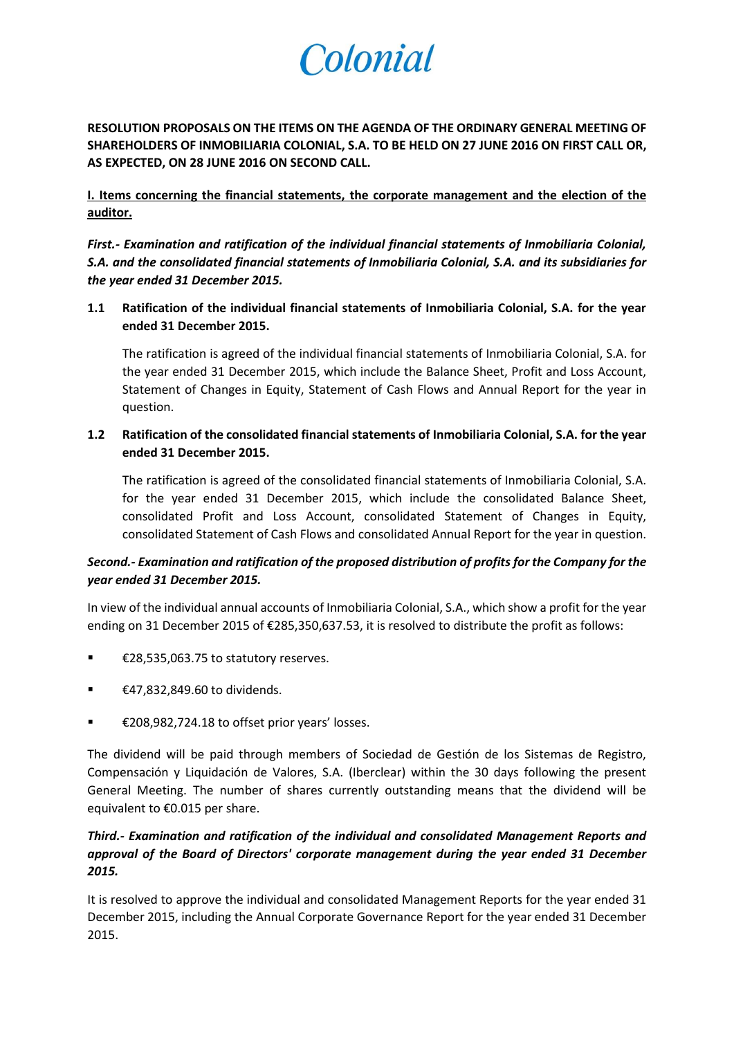# Colonial

**RESOLUTION PROPOSALS ON THE ITEMS ON THE AGENDA OF THE ORDINARY GENERAL MEETING OF SHAREHOLDERS OF INMOBILIARIA COLONIAL, S.A. TO BE HELD ON 27 JUNE 2016 ON FIRST CALL OR, AS EXPECTED, ON 28 JUNE 2016 ON SECOND CALL.**

## I. Items concerning the financial statements, the corporate management and the election of the auditor.

### *First.- Examination and ratification of the individual financial statements of Inmobiliaria Colonial, S.A. and the consolidated financial statements of Inmobiliaria Colonial, S.A. and its subsidiaries for the year ended 31 December 2015.*

**1.1 Ratification of the individual financial statements of Inmobiliaria Colonial, S.A. for the year ended 31 December 2015.**

The ratification is agreed of the individual financial statements of Inmobiliaria Colonial, S.A. for the year ended 31 December 2015, which include the Balance Sheet, Profit and Loss Account, Statement of Changes in Equity, Statement of Cash Flows and Annual Report for the year in question.

**1.2 Ratification of the consolidated financial statements of Inmobiliaria Colonial, S.A. for the year ended 31 December 2015.**

The ratification is agreed of the consolidated financial statements of Inmobiliaria Colonial, S.A. for the year ended 31 December 2015, which include the consolidated Balance Sheet, consolidated Profit and Loss Account, consolidated Statement of Changes in Equity, consolidated Statement of Cash Flows and consolidated Annual Report for the year in question.

### *Second.- Examination and ratification of the proposed distribution of profits for the Company for the year ended 31 December 2015.*

In view of the individual annual accounts of Inmobiliaria Colonial, S.A., which show a profit for the year ending on 31 December 2015 of €285,350,637.53, it is resolved to distribute the profit as follows:

- €28,535,063.75 to statutory reserves.
- €47,832,849.60 to dividends.
- €208,982,724.18 to offset prior years' losses.

The dividend will be paid through members of Sociedad de Gestión de los Sistemas de Registro, Compensación y Liquidación de Valores, S.A. (Iberclear) within the 30 days following the present General Meeting. The number of shares currently outstanding means that the dividend will be equivalent to €0.015 per share.

### *Third.- Examination and ratification of the individual and consolidated Management Reports and approval of the Board of Directors' corporate management during the year ended 31 December 2015.*

It is resolved to approve the individual and consolidated Management Reports for the year ended 31 December 2015, including the Annual Corporate Governance Report for the year ended 31 December 2015.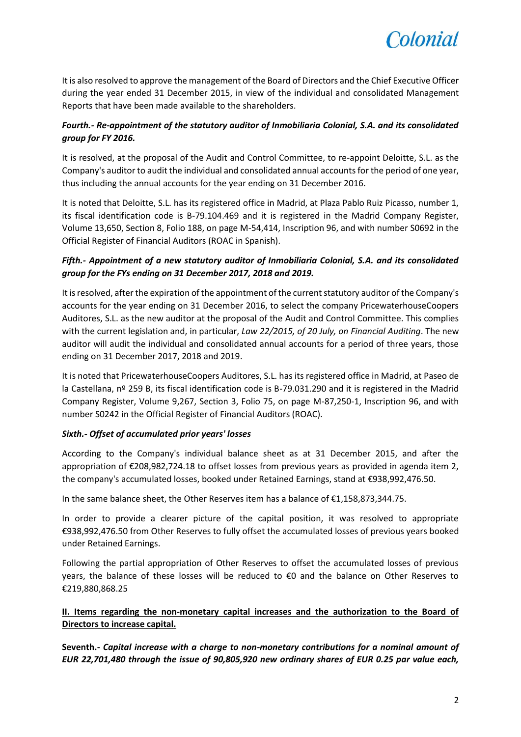It is also resolved to approve the management of the Board of Directors and the Chief Executive Officer during the year ended 31 December 2015, in view of the individual and consolidated Management Reports that have been made available to the shareholders.

***Fourth.- Re-appointment of the statutory auditor of Inmobiliaria Colonial, S.A. and its consolidated group for FY 2016.***

It is resolved, at the proposal of the Audit and Control Committee, to re-appoint Deloitte, S.L. as the Company's auditor to audit the individual and consolidated annual accounts for the period of one year, thus including the annual accounts for the year ending on 31 December 2016.

It is noted that Deloitte, S.L. has its registered office in Madrid, at Plaza Pablo Ruiz Picasso, number 1, its fiscal identification code is B-79.104.469 and it is registered in the Madrid Company Register, Volume 13,650, Section 8, Folio 188, on page M-54,414, Inscription 96, and with number S0692 in the Official Register of Financial Auditors (ROAC in Spanish).

***Fifth.- Appointment of a new statutory auditor of Inmobiliaria Colonial, S.A. and its consolidated group for the FYs ending on 31 December 2017, 2018 and 2019.***

It is resolved, after the expiration of the appointment of the current statutory auditor of the Company's accounts for the year ending on 31 December 2016, to select the company PricewaterhouseCoopers Auditores, S.L. as the new auditor at the proposal of the Audit and Control Committee. This complies with the current legislation and, in particular, *Law 22/2015, of 20 July, on Financial Auditing*. The new auditor will audit the individual and consolidated annual accounts for a period of three years, those ending on 31 December 2017, 2018 and 2019.

It is noted that PricewaterhouseCoopers Auditores, S.L. has its registered office in Madrid, at Paseo de la Castellana, nº 259 B, its fiscal identification code is B-79.031.290 and it is registered in the Madrid Company Register, Volume 9,267, Section 3, Folio 75, on page M-87,250-1, Inscription 96, and with number S0242 in the Official Register of Financial Auditors (ROAC).

***Sixth.- Offset of accumulated prior years' losses***

According to the Company's individual balance sheet as at 31 December 2015, and after the appropriation of €208,982,724.18 to offset losses from previous years as provided in agenda item 2, the company's accumulated losses, booked under Retained Earnings, stand at €938,992,476.50.

In the same balance sheet, the Other Reserves item has a balance of €1,158,873,344.75.

In order to provide a clearer picture of the capital position, it was resolved to appropriate €938,992,476.50 from Other Reserves to fully offset the accumulated losses of previous years booked under Retained Earnings.

Following the partial appropriation of Other Reserves to offset the accumulated losses of previous years, the balance of these losses will be reduced to €0 and the balance on Other Reserves to €219,880,868.25

**II. Items regarding the non-monetary capital increases and the authorization to the Board of Directors to increase capital.**

**Seventh.-** ***Capital increase with a charge to non-monetary contributions for a nominal amount of EUR 22,701,480 through the issue of 90,805,920 new ordinary shares of EUR 0.25 par value each,***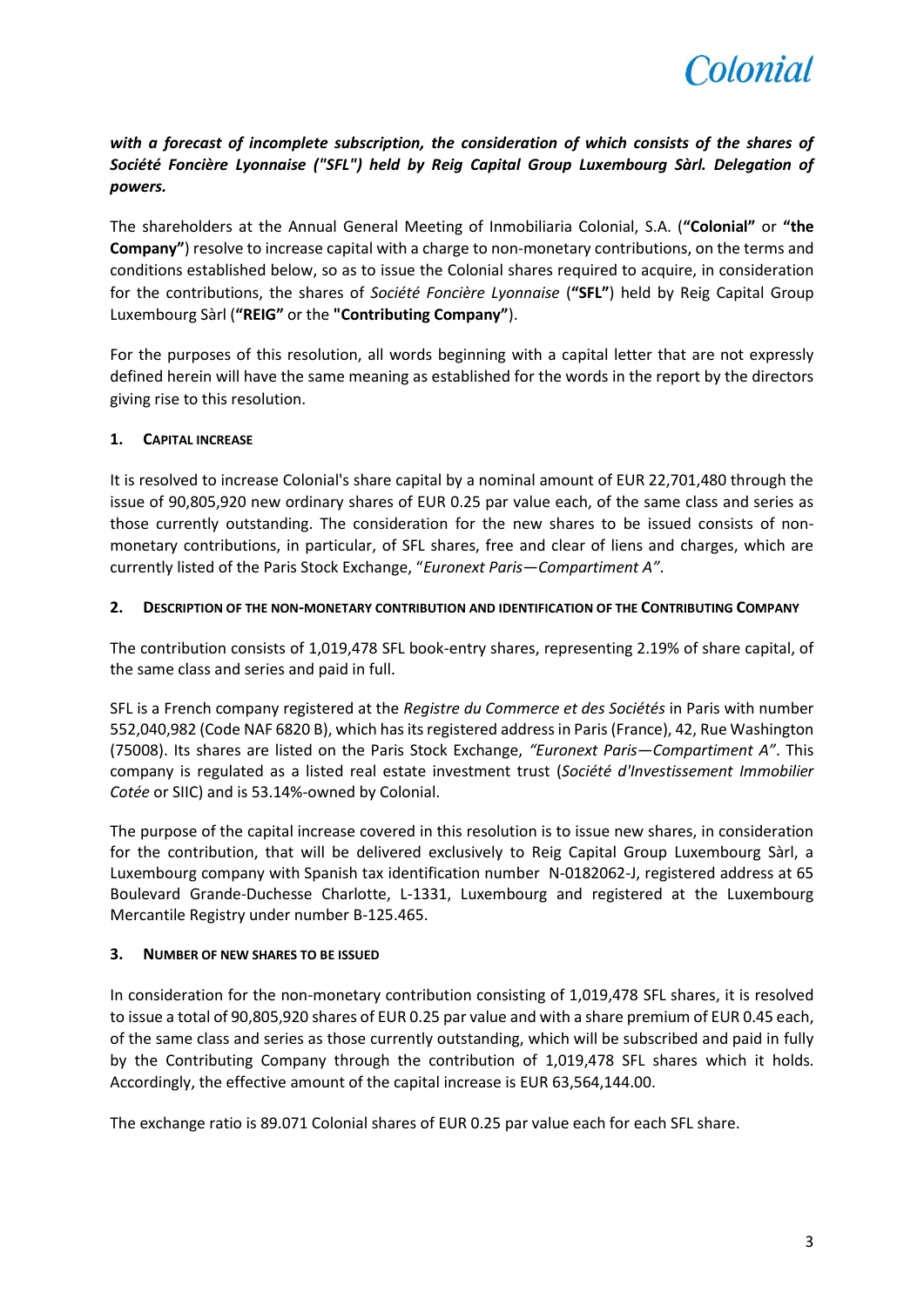***with a forecast of incomplete subscription, the consideration of which consists of the shares of Société Foncière Lyonnaise ("SFL") held by Reig Capital Group Luxembourg Sàrl. Delegation of powers.***

The shareholders at the Annual General Meeting of Inmobiliaria Colonial, S.A. (**"Colonial"** or **"the Company"**) resolve to increase capital with a charge to non-monetary contributions, on the terms and conditions established below, so as to issue the Colonial shares required to acquire, in consideration for the contributions, the shares of *Société Foncière Lyonnaise* (**"SFL"**) held by Reig Capital Group Luxembourg Sàrl (**"REIG"** or the **"Contributing Company"**).

For the purposes of this resolution, all words beginning with a capital letter that are not expressly defined herein will have the same meaning as established for the words in the report by the directors giving rise to this resolution.

### 1. CAPITAL INCREASE

It is resolved to increase Colonial's share capital by a nominal amount of EUR 22,701,480 through the issue of 90,805,920 new ordinary shares of EUR 0.25 par value each, of the same class and series as those currently outstanding. The consideration for the new shares to be issued consists of non-monetary contributions, in particular, of SFL shares, free and clear of liens and charges, which are currently listed of the Paris Stock Exchange, "*Euronext Paris—Compartiment A"*.

### 2. DESCRIPTION OF THE NON-MONETARY CONTRIBUTION AND IDENTIFICATION OF THE CONTRIBUTING COMPANY

The contribution consists of 1,019,478 SFL book-entry shares, representing 2.19% of share capital, of the same class and series and paid in full.

SFL is a French company registered at the *Registre du Commerce et des Sociétés* in Paris with number 552,040,982 (Code NAF 6820 B), which has its registered address in Paris (France), 42, Rue Washington (75008). Its shares are listed on the Paris Stock Exchange, *"Euronext Paris—Compartiment A"*. This company is regulated as a listed real estate investment trust (*Société d'Investissement Immobilier Cotée* or SIIC) and is 53.14%-owned by Colonial.

The purpose of the capital increase covered in this resolution is to issue new shares, in consideration for the contribution, that will be delivered exclusively to Reig Capital Group Luxembourg Sàrl, a Luxembourg company with Spanish tax identification number N-0182062-J, registered address at 65 Boulevard Grande-Duchesse Charlotte, L-1331, Luxembourg and registered at the Luxembourg Mercantile Registry under number B-125.465.

### 3. NUMBER OF NEW SHARES TO BE ISSUED

In consideration for the non-monetary contribution consisting of 1,019,478 SFL shares, it is resolved to issue a total of 90,805,920 shares of EUR 0.25 par value and with a share premium of EUR 0.45 each, of the same class and series as those currently outstanding, which will be subscribed and paid in fully by the Contributing Company through the contribution of 1,019,478 SFL shares which it holds. Accordingly, the effective amount of the capital increase is EUR 63,564,144.00.

The exchange ratio is 89.071 Colonial shares of EUR 0.25 par value each for each SFL share.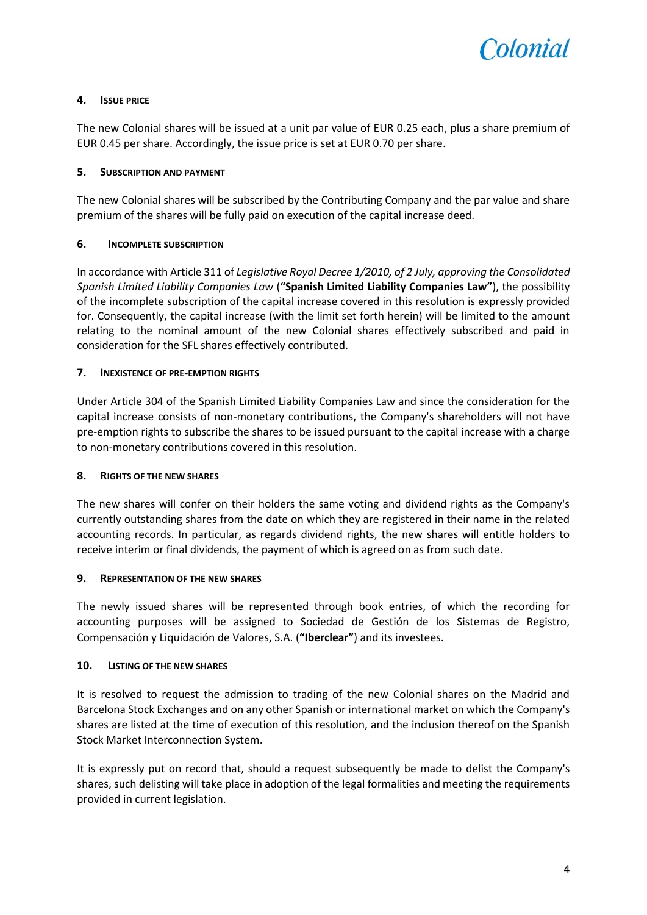#### 4. Issue price

The new Colonial shares will be issued at a unit par value of EUR 0.25 each, plus a share premium of EUR 0.45 per share. Accordingly, the issue price is set at EUR 0.70 per share.

#### 5. Subscription and payment

The new Colonial shares will be subscribed by the Contributing Company and the par value and share premium of the shares will be fully paid on execution of the capital increase deed.

#### 6. Incomplete subscription

In accordance with Article 311 of *Legislative Royal Decree 1/2010, of 2 July, approving the Consolidated Spanish Limited Liability Companies Law* (**"Spanish Limited Liability Companies Law"**), the possibility of the incomplete subscription of the capital increase covered in this resolution is expressly provided for. Consequently, the capital increase (with the limit set forth herein) will be limited to the amount relating to the nominal amount of the new Colonial shares effectively subscribed and paid in consideration for the SFL shares effectively contributed.

#### 7. Inexistence of pre-emption rights

Under Article 304 of the Spanish Limited Liability Companies Law and since the consideration for the capital increase consists of non-monetary contributions, the Company's shareholders will not have pre-emption rights to subscribe the shares to be issued pursuant to the capital increase with a charge to non-monetary contributions covered in this resolution.

#### 8. Rights of the new shares

The new shares will confer on their holders the same voting and dividend rights as the Company's currently outstanding shares from the date on which they are registered in their name in the related accounting records. In particular, as regards dividend rights, the new shares will entitle holders to receive interim or final dividends, the payment of which is agreed on as from such date.

#### 9. Representation of the new shares

The newly issued shares will be represented through book entries, of which the recording for accounting purposes will be assigned to Sociedad de Gestión de los Sistemas de Registro, Compensación y Liquidación de Valores, S.A. (**"Iberclear"**) and its investees.

#### 10. Listing of the new shares

It is resolved to request the admission to trading of the new Colonial shares on the Madrid and Barcelona Stock Exchanges and on any other Spanish or international market on which the Company's shares are listed at the time of execution of this resolution, and the inclusion thereof on the Spanish Stock Market Interconnection System.

It is expressly put on record that, should a request subsequently be made to delist the Company's shares, such delisting will take place in adoption of the legal formalities and meeting the requirements provided in current legislation.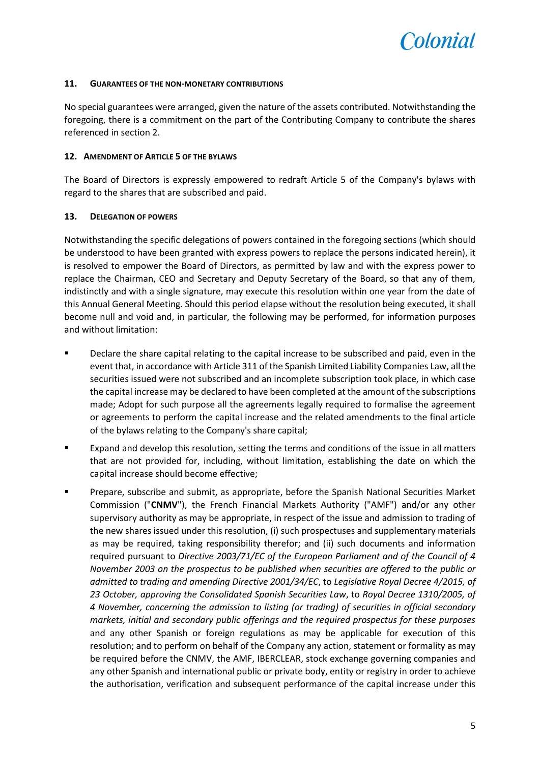## 11. GUARANTEES OF THE NON-MONETARY CONTRIBUTIONS

No special guarantees were arranged, given the nature of the assets contributed. Notwithstanding the foregoing, there is a commitment on the part of the Contributing Company to contribute the shares referenced in section 2.

## 12. AMENDMENT OF ARTICLE 5 OF THE BYLAWS

The Board of Directors is expressly empowered to redraft Article 5 of the Company's bylaws with regard to the shares that are subscribed and paid.

## 13. DELEGATION OF POWERS

Notwithstanding the specific delegations of powers contained in the foregoing sections (which should be understood to have been granted with express powers to replace the persons indicated herein), it is resolved to empower the Board of Directors, as permitted by law and with the express power to replace the Chairman, CEO and Secretary and Deputy Secretary of the Board, so that any of them, indistinctly and with a single signature, may execute this resolution within one year from the date of this Annual General Meeting. Should this period elapse without the resolution being executed, it shall become null and void and, in particular, the following may be performed, for information purposes and without limitation:

- Declare the share capital relating to the capital increase to be subscribed and paid, even in the event that, in accordance with Article 311 of the Spanish Limited Liability Companies Law, all the securities issued were not subscribed and an incomplete subscription took place, in which case the capital increase may be declared to have been completed at the amount of the subscriptions made; Adopt for such purpose all the agreements legally required to formalise the agreement or agreements to perform the capital increase and the related amendments to the final article of the bylaws relating to the Company's share capital;
- Expand and develop this resolution, setting the terms and conditions of the issue in all matters that are not provided for, including, without limitation, establishing the date on which the capital increase should become effective;
- Prepare, subscribe and submit, as appropriate, before the Spanish National Securities Market Commission ("**CNMV**"), the French Financial Markets Authority ("AMF") and/or any other supervisory authority as may be appropriate, in respect of the issue and admission to trading of the new shares issued under this resolution, (i) such prospectuses and supplementary materials as may be required, taking responsibility therefor; and (ii) such documents and information required pursuant to *Directive 2003/71/EC of the European Parliament and of the Council of 4 November 2003 on the prospectus to be published when securities are offered to the public or admitted to trading and amending Directive 2001/34/EC*, to *Legislative Royal Decree 4/2015, of 23 October, approving the Consolidated Spanish Securities Law*, to *Royal Decree 1310/2005, of 4 November, concerning the admission to listing (or trading) of securities in official secondary markets, initial and secondary public offerings and the required prospectus for these purposes* and any other Spanish or foreign regulations as may be applicable for execution of this resolution; and to perform on behalf of the Company any action, statement or formality as may be required before the CNMV, the AMF, IBERCLEAR, stock exchange governing companies and any other Spanish and international public or private body, entity or registry in order to achieve the authorisation, verification and subsequent performance of the capital increase under this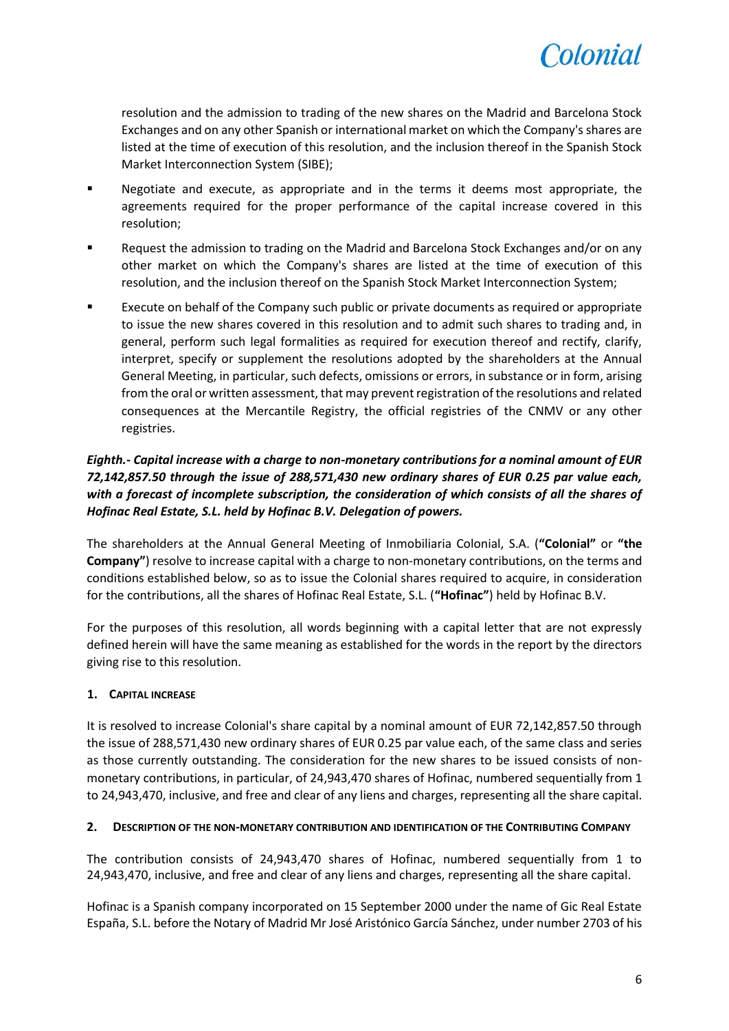resolution and the admission to trading of the new shares on the Madrid and Barcelona Stock Exchanges and on any other Spanish or international market on which the Company's shares are listed at the time of execution of this resolution, and the inclusion thereof in the Spanish Stock Market Interconnection System (SIBE);

- Negotiate and execute, as appropriate and in the terms it deems most appropriate, the agreements required for the proper performance of the capital increase covered in this resolution;
- Request the admission to trading on the Madrid and Barcelona Stock Exchanges and/or on any other market on which the Company's shares are listed at the time of execution of this resolution, and the inclusion thereof on the Spanish Stock Market Interconnection System;
- Execute on behalf of the Company such public or private documents as required or appropriate to issue the new shares covered in this resolution and to admit such shares to trading and, in general, perform such legal formalities as required for execution thereof and rectify, clarify, interpret, specify or supplement the resolutions adopted by the shareholders at the Annual General Meeting, in particular, such defects, omissions or errors, in substance or in form, arising from the oral or written assessment, that may prevent registration of the resolutions and related consequences at the Mercantile Registry, the official registries of the CNMV or any other registries.

***Eighth.- Capital increase with a charge to non-monetary contributions for a nominal amount of EUR 72,142,857.50 through the issue of 288,571,430 new ordinary shares of EUR 0.25 par value each, with a forecast of incomplete subscription, the consideration of which consists of all the shares of Hofinac Real Estate, S.L. held by Hofinac B.V. Delegation of powers.***

The shareholders at the Annual General Meeting of Inmobiliaria Colonial, S.A. (**"Colonial"** or **"the Company"**) resolve to increase capital with a charge to non-monetary contributions, on the terms and conditions established below, so as to issue the Colonial shares required to acquire, in consideration for the contributions, all the shares of Hofinac Real Estate, S.L. (**"Hofinac"**) held by Hofinac B.V.

For the purposes of this resolution, all words beginning with a capital letter that are not expressly defined herein will have the same meaning as established for the words in the report by the directors giving rise to this resolution.

#### 1. CAPITAL INCREASE

It is resolved to increase Colonial's share capital by a nominal amount of EUR 72,142,857.50 through the issue of 288,571,430 new ordinary shares of EUR 0.25 par value each, of the same class and series as those currently outstanding. The consideration for the new shares to be issued consists of non-monetary contributions, in particular, of 24,943,470 shares of Hofinac, numbered sequentially from 1 to 24,943,470, inclusive, and free and clear of any liens and charges, representing all the share capital.

#### 2. DESCRIPTION OF THE NON-MONETARY CONTRIBUTION AND IDENTIFICATION OF THE CONTRIBUTING COMPANY

The contribution consists of 24,943,470 shares of Hofinac, numbered sequentially from 1 to 24,943,470, inclusive, and free and clear of any liens and charges, representing all the share capital.

Hofinac is a Spanish company incorporated on 15 September 2000 under the name of Gic Real Estate España, S.L. before the Notary of Madrid Mr José Aristónico García Sánchez, under number 2703 of his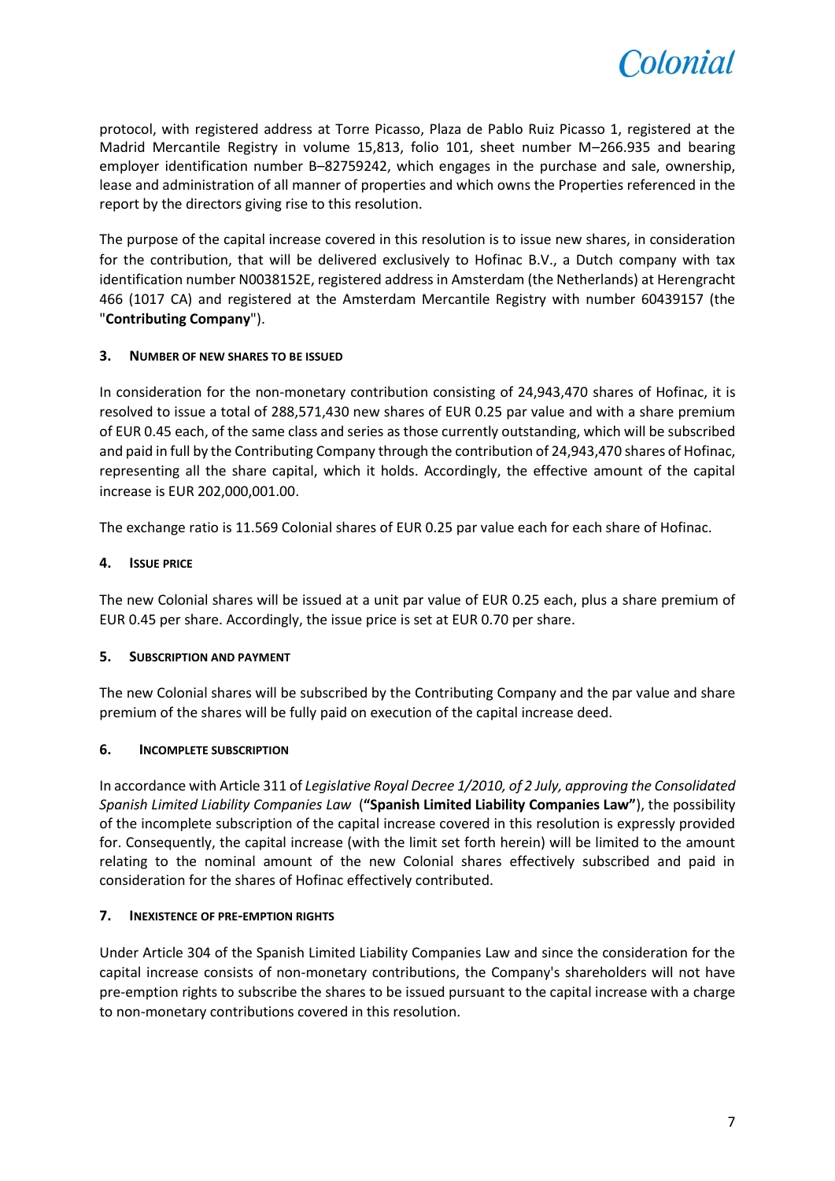protocol, with registered address at Torre Picasso, Plaza de Pablo Ruiz Picasso 1, registered at the Madrid Mercantile Registry in volume 15,813, folio 101, sheet number M–266.935 and bearing employer identification number B–82759242, which engages in the purchase and sale, ownership, lease and administration of all manner of properties and which owns the Properties referenced in the report by the directors giving rise to this resolution.

The purpose of the capital increase covered in this resolution is to issue new shares, in consideration for the contribution, that will be delivered exclusively to Hofinac B.V., a Dutch company with tax identification number N0038152E, registered address in Amsterdam (the Netherlands) at Herengracht 466 (1017 CA) and registered at the Amsterdam Mercantile Registry with number 60439157 (the "**Contributing Company**").

### 3. NUMBER OF NEW SHARES TO BE ISSUED

In consideration for the non-monetary contribution consisting of 24,943,470 shares of Hofinac, it is resolved to issue a total of 288,571,430 new shares of EUR 0.25 par value and with a share premium of EUR 0.45 each, of the same class and series as those currently outstanding, which will be subscribed and paid in full by the Contributing Company through the contribution of 24,943,470 shares of Hofinac, representing all the share capital, which it holds. Accordingly, the effective amount of the capital increase is EUR 202,000,001.00.

The exchange ratio is 11.569 Colonial shares of EUR 0.25 par value each for each share of Hofinac.

### 4. ISSUE PRICE

The new Colonial shares will be issued at a unit par value of EUR 0.25 each, plus a share premium of EUR 0.45 per share. Accordingly, the issue price is set at EUR 0.70 per share.

### 5. SUBSCRIPTION AND PAYMENT

The new Colonial shares will be subscribed by the Contributing Company and the par value and share premium of the shares will be fully paid on execution of the capital increase deed.

### 6. INCOMPLETE SUBSCRIPTION

In accordance with Article 311 of *Legislative Royal Decree 1/2010, of 2 July, approving the Consolidated Spanish Limited Liability Companies Law* (**"Spanish Limited Liability Companies Law"**), the possibility of the incomplete subscription of the capital increase covered in this resolution is expressly provided for. Consequently, the capital increase (with the limit set forth herein) will be limited to the amount relating to the nominal amount of the new Colonial shares effectively subscribed and paid in consideration for the shares of Hofinac effectively contributed.

### 7. INEXISTENCE OF PRE-EMPTION RIGHTS

Under Article 304 of the Spanish Limited Liability Companies Law and since the consideration for the capital increase consists of non-monetary contributions, the Company's shareholders will not have pre-emption rights to subscribe the shares to be issued pursuant to the capital increase with a charge to non-monetary contributions covered in this resolution.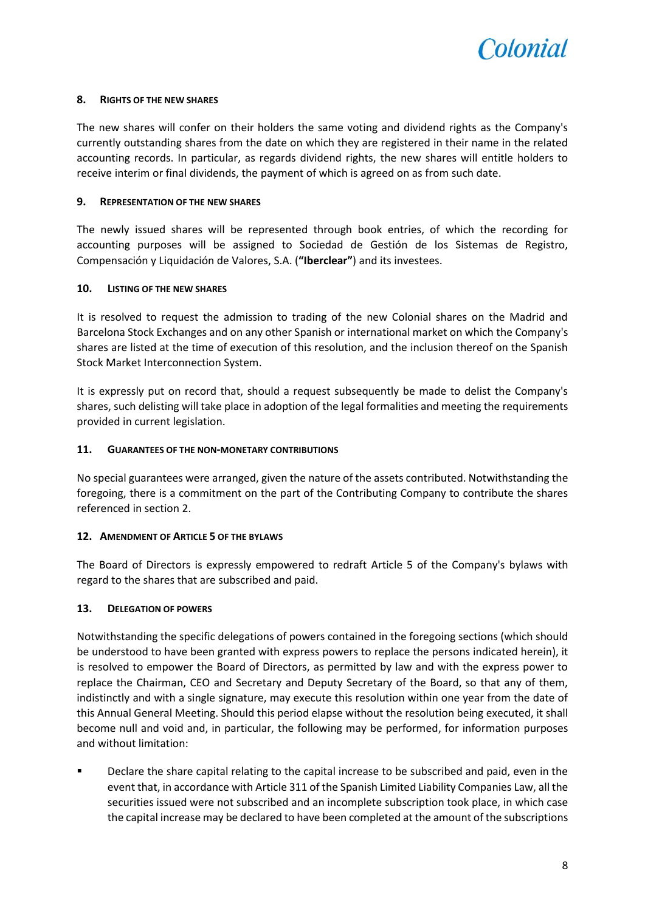## 8. RIGHTS OF THE NEW SHARES

The new shares will confer on their holders the same voting and dividend rights as the Company's currently outstanding shares from the date on which they are registered in their name in the related accounting records. In particular, as regards dividend rights, the new shares will entitle holders to receive interim or final dividends, the payment of which is agreed on as from such date.

## 9. REPRESENTATION OF THE NEW SHARES

The newly issued shares will be represented through book entries, of which the recording for accounting purposes will be assigned to Sociedad de Gestión de los Sistemas de Registro, Compensación y Liquidación de Valores, S.A. (**"Iberclear"**) and its investees.

## 10. LISTING OF THE NEW SHARES

It is resolved to request the admission to trading of the new Colonial shares on the Madrid and Barcelona Stock Exchanges and on any other Spanish or international market on which the Company's shares are listed at the time of execution of this resolution, and the inclusion thereof on the Spanish Stock Market Interconnection System.

It is expressly put on record that, should a request subsequently be made to delist the Company's shares, such delisting will take place in adoption of the legal formalities and meeting the requirements provided in current legislation.

## 11. GUARANTEES OF THE NON-MONETARY CONTRIBUTIONS

No special guarantees were arranged, given the nature of the assets contributed. Notwithstanding the foregoing, there is a commitment on the part of the Contributing Company to contribute the shares referenced in section 2.

## 12. AMENDMENT OF ARTICLE 5 OF THE BYLAWS

The Board of Directors is expressly empowered to redraft Article 5 of the Company's bylaws with regard to the shares that are subscribed and paid.

## 13. DELEGATION OF POWERS

Notwithstanding the specific delegations of powers contained in the foregoing sections (which should be understood to have been granted with express powers to replace the persons indicated herein), it is resolved to empower the Board of Directors, as permitted by law and with the express power to replace the Chairman, CEO and Secretary and Deputy Secretary of the Board, so that any of them, indistinctly and with a single signature, may execute this resolution within one year from the date of this Annual General Meeting. Should this period elapse without the resolution being executed, it shall become null and void and, in particular, the following may be performed, for information purposes and without limitation:

- Declare the share capital relating to the capital increase to be subscribed and paid, even in the event that, in accordance with Article 311 of the Spanish Limited Liability Companies Law, all the securities issued were not subscribed and an incomplete subscription took place, in which case the capital increase may be declared to have been completed at the amount of the subscriptions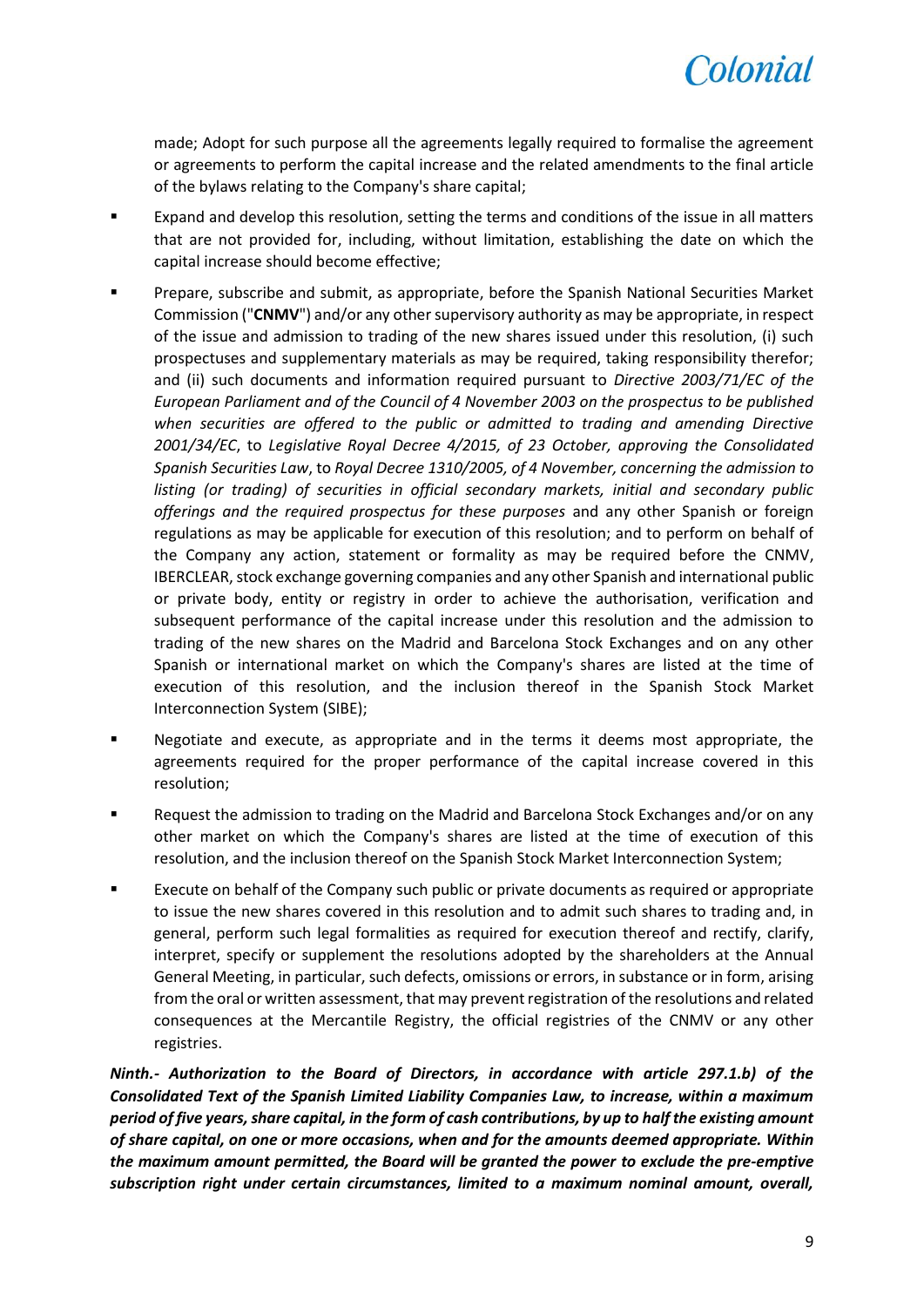made; Adopt for such purpose all the agreements legally required to formalise the agreement or agreements to perform the capital increase and the related amendments to the final article of the bylaws relating to the Company's share capital;

- Expand and develop this resolution, setting the terms and conditions of the issue in all matters that are not provided for, including, without limitation, establishing the date on which the capital increase should become effective;
- Prepare, subscribe and submit, as appropriate, before the Spanish National Securities Market Commission ("**CNMV**") and/or any other supervisory authority as may be appropriate, in respect of the issue and admission to trading of the new shares issued under this resolution, (i) such prospectuses and supplementary materials as may be required, taking responsibility therefor; and (ii) such documents and information required pursuant to *Directive 2003/71/EC of the European Parliament and of the Council of 4 November 2003 on the prospectus to be published when securities are offered to the public or admitted to trading and amending Directive 2001/34/EC*, to *Legislative Royal Decree 4/2015, of 23 October, approving the Consolidated Spanish Securities Law*, to *Royal Decree 1310/2005, of 4 November, concerning the admission to listing (or trading) of securities in official secondary markets, initial and secondary public offerings and the required prospectus for these purposes* and any other Spanish or foreign regulations as may be applicable for execution of this resolution; and to perform on behalf of the Company any action, statement or formality as may be required before the CNMV, IBERCLEAR, stock exchange governing companies and any other Spanish and international public or private body, entity or registry in order to achieve the authorisation, verification and subsequent performance of the capital increase under this resolution and the admission to trading of the new shares on the Madrid and Barcelona Stock Exchanges and on any other Spanish or international market on which the Company's shares are listed at the time of execution of this resolution, and the inclusion thereof in the Spanish Stock Market Interconnection System (SIBE);
- Negotiate and execute, as appropriate and in the terms it deems most appropriate, the agreements required for the proper performance of the capital increase covered in this resolution;
- Request the admission to trading on the Madrid and Barcelona Stock Exchanges and/or on any other market on which the Company's shares are listed at the time of execution of this resolution, and the inclusion thereof on the Spanish Stock Market Interconnection System;
- Execute on behalf of the Company such public or private documents as required or appropriate to issue the new shares covered in this resolution and to admit such shares to trading and, in general, perform such legal formalities as required for execution thereof and rectify, clarify, interpret, specify or supplement the resolutions adopted by the shareholders at the Annual General Meeting, in particular, such defects, omissions or errors, in substance or in form, arising from the oral or written assessment, that may prevent registration of the resolutions and related consequences at the Mercantile Registry, the official registries of the CNMV or any other registries.

***Ninth.- Authorization to the Board of Directors, in accordance with article 297.1.b) of the Consolidated Text of the Spanish Limited Liability Companies Law, to increase, within a maximum period of five years, share capital, in the form of cash contributions, by up to half the existing amount of share capital, on one or more occasions, when and for the amounts deemed appropriate. Within the maximum amount permitted, the Board will be granted the power to exclude the pre-emptive subscription right under certain circumstances, limited to a maximum nominal amount, overall,***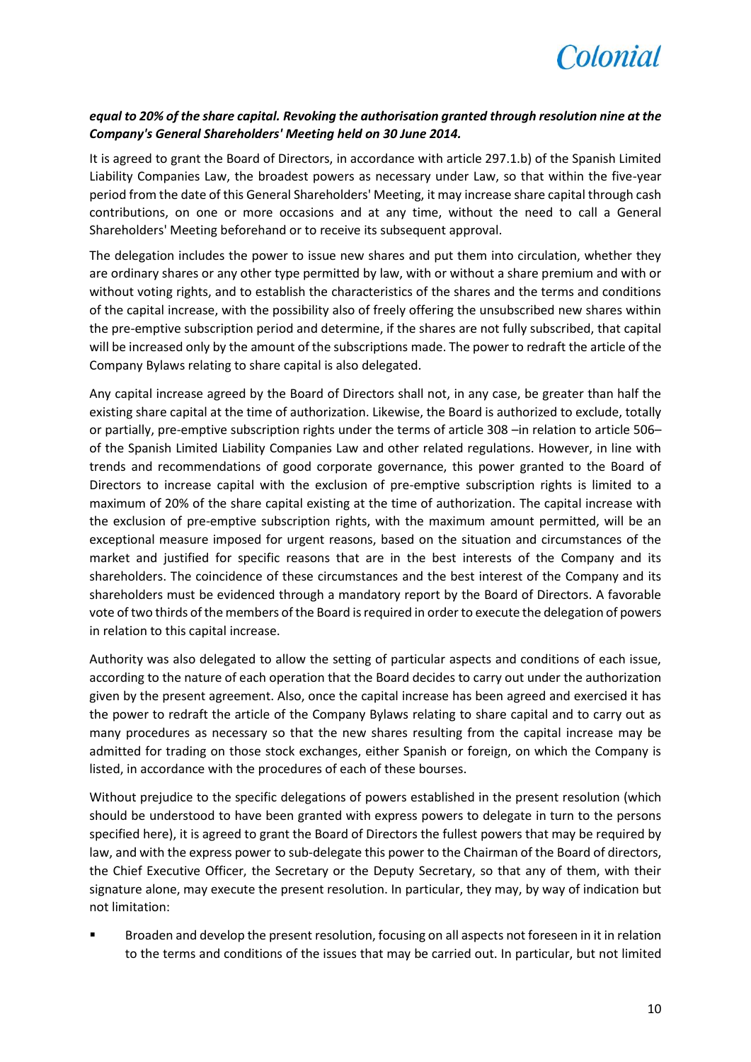***equal to 20% of the share capital. Revoking the authorisation granted through resolution nine at the Company's General Shareholders' Meeting held on 30 June 2014.***

It is agreed to grant the Board of Directors, in accordance with article 297.1.b) of the Spanish Limited Liability Companies Law, the broadest powers as necessary under Law, so that within the five-year period from the date of this General Shareholders' Meeting, it may increase share capital through cash contributions, on one or more occasions and at any time, without the need to call a General Shareholders' Meeting beforehand or to receive its subsequent approval.

The delegation includes the power to issue new shares and put them into circulation, whether they are ordinary shares or any other type permitted by law, with or without a share premium and with or without voting rights, and to establish the characteristics of the shares and the terms and conditions of the capital increase, with the possibility also of freely offering the unsubscribed new shares within the pre-emptive subscription period and determine, if the shares are not fully subscribed, that capital will be increased only by the amount of the subscriptions made. The power to redraft the article of the Company Bylaws relating to share capital is also delegated.

Any capital increase agreed by the Board of Directors shall not, in any case, be greater than half the existing share capital at the time of authorization. Likewise, the Board is authorized to exclude, totally or partially, pre-emptive subscription rights under the terms of article 308 –in relation to article 506– of the Spanish Limited Liability Companies Law and other related regulations. However, in line with trends and recommendations of good corporate governance, this power granted to the Board of Directors to increase capital with the exclusion of pre-emptive subscription rights is limited to a maximum of 20% of the share capital existing at the time of authorization. The capital increase with the exclusion of pre-emptive subscription rights, with the maximum amount permitted, will be an exceptional measure imposed for urgent reasons, based on the situation and circumstances of the market and justified for specific reasons that are in the best interests of the Company and its shareholders. The coincidence of these circumstances and the best interest of the Company and its shareholders must be evidenced through a mandatory report by the Board of Directors. A favorable vote of two thirds of the members of the Board is required in order to execute the delegation of powers in relation to this capital increase.

Authority was also delegated to allow the setting of particular aspects and conditions of each issue, according to the nature of each operation that the Board decides to carry out under the authorization given by the present agreement. Also, once the capital increase has been agreed and exercised it has the power to redraft the article of the Company Bylaws relating to share capital and to carry out as many procedures as necessary so that the new shares resulting from the capital increase may be admitted for trading on those stock exchanges, either Spanish or foreign, on which the Company is listed, in accordance with the procedures of each of these bourses.

Without prejudice to the specific delegations of powers established in the present resolution (which should be understood to have been granted with express powers to delegate in turn to the persons specified here), it is agreed to grant the Board of Directors the fullest powers that may be required by law, and with the express power to sub-delegate this power to the Chairman of the Board of directors, the Chief Executive Officer, the Secretary or the Deputy Secretary, so that any of them, with their signature alone, may execute the present resolution. In particular, they may, by way of indication but not limitation:

- Broaden and develop the present resolution, focusing on all aspects not foreseen in it in relation to the terms and conditions of the issues that may be carried out. In particular, but not limited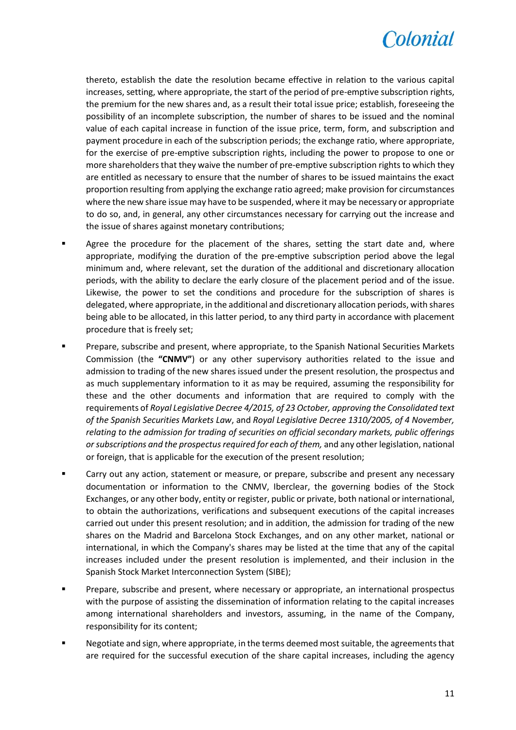thereto, establish the date the resolution became effective in relation to the various capital increases, setting, where appropriate, the start of the period of pre-emptive subscription rights, the premium for the new shares and, as a result their total issue price; establish, foreseeing the possibility of an incomplete subscription, the number of shares to be issued and the nominal value of each capital increase in function of the issue price, term, form, and subscription and payment procedure in each of the subscription periods; the exchange ratio, where appropriate, for the exercise of pre-emptive subscription rights, including the power to propose to one or more shareholders that they waive the number of pre-emptive subscription rights to which they are entitled as necessary to ensure that the number of shares to be issued maintains the exact proportion resulting from applying the exchange ratio agreed; make provision for circumstances where the new share issue may have to be suspended, where it may be necessary or appropriate to do so, and, in general, any other circumstances necessary for carrying out the increase and the issue of shares against monetary contributions;

- Agree the procedure for the placement of the shares, setting the start date and, where appropriate, modifying the duration of the pre-emptive subscription period above the legal minimum and, where relevant, set the duration of the additional and discretionary allocation periods, with the ability to declare the early closure of the placement period and of the issue. Likewise, the power to set the conditions and procedure for the subscription of shares is delegated, where appropriate, in the additional and discretionary allocation periods, with shares being able to be allocated, in this latter period, to any third party in accordance with placement procedure that is freely set;
- Prepare, subscribe and present, where appropriate, to the Spanish National Securities Markets Commission (the **"CNMV"**) or any other supervisory authorities related to the issue and admission to trading of the new shares issued under the present resolution, the prospectus and as much supplementary information to it as may be required, assuming the responsibility for these and the other documents and information that are required to comply with the requirements of *Royal Legislative Decree 4/2015, of 23 October, approving the Consolidated text of the Spanish Securities Markets Law*, and *Royal Legislative Decree 1310/2005, of 4 November, relating to the admission for trading of securities on official secondary markets, public offerings or subscriptions and the prospectus required for each of them,* and any other legislation, national or foreign, that is applicable for the execution of the present resolution;
- Carry out any action, statement or measure, or prepare, subscribe and present any necessary documentation or information to the CNMV, Iberclear, the governing bodies of the Stock Exchanges, or any other body, entity or register, public or private, both national or international, to obtain the authorizations, verifications and subsequent executions of the capital increases carried out under this present resolution; and in addition, the admission for trading of the new shares on the Madrid and Barcelona Stock Exchanges, and on any other market, national or international, in which the Company's shares may be listed at the time that any of the capital increases included under the present resolution is implemented, and their inclusion in the Spanish Stock Market Interconnection System (SIBE);
- Prepare, subscribe and present, where necessary or appropriate, an international prospectus with the purpose of assisting the dissemination of information relating to the capital increases among international shareholders and investors, assuming, in the name of the Company, responsibility for its content;
- Negotiate and sign, where appropriate, in the terms deemed most suitable, the agreements that are required for the successful execution of the share capital increases, including the agency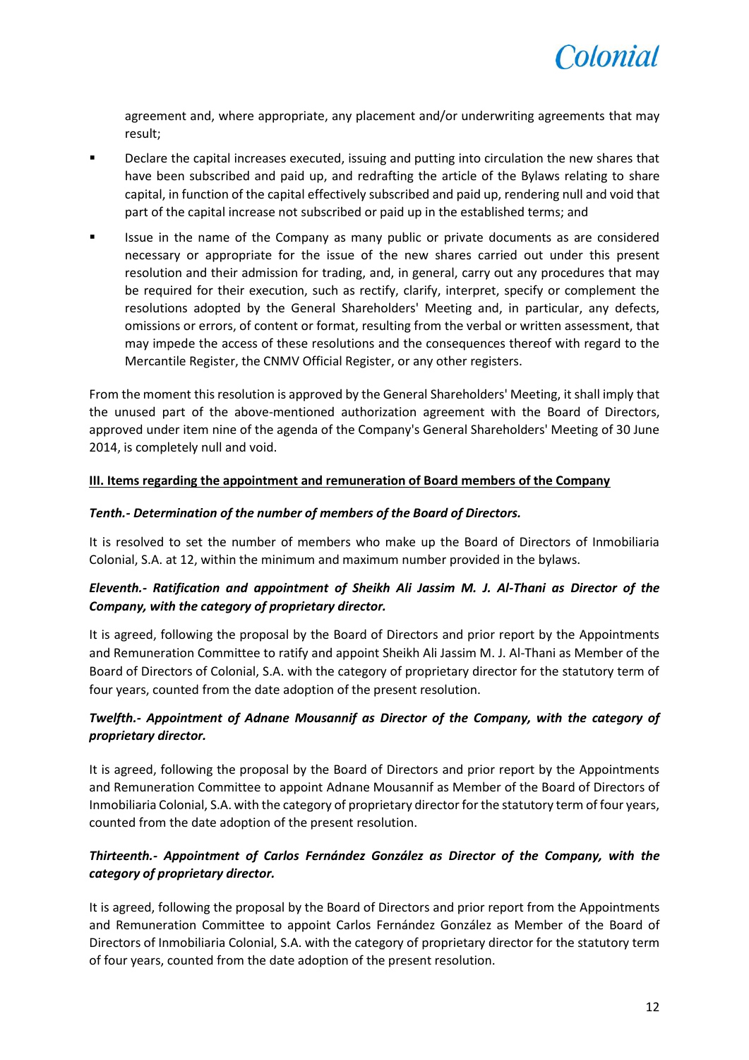agreement and, where appropriate, any placement and/or underwriting agreements that may result;

- Declare the capital increases executed, issuing and putting into circulation the new shares that have been subscribed and paid up, and redrafting the article of the Bylaws relating to share capital, in function of the capital effectively subscribed and paid up, rendering null and void that part of the capital increase not subscribed or paid up in the established terms; and
- Issue in the name of the Company as many public or private documents as are considered necessary or appropriate for the issue of the new shares carried out under this present resolution and their admission for trading, and, in general, carry out any procedures that may be required for their execution, such as rectify, clarify, interpret, specify or complement the resolutions adopted by the General Shareholders' Meeting and, in particular, any defects, omissions or errors, of content or format, resulting from the verbal or written assessment, that may impede the access of these resolutions and the consequences thereof with regard to the Mercantile Register, the CNMV Official Register, or any other registers.

From the moment this resolution is approved by the General Shareholders' Meeting, it shall imply that the unused part of the above-mentioned authorization agreement with the Board of Directors, approved under item nine of the agenda of the Company's General Shareholders' Meeting of 30 June 2014, is completely null and void.

**III. Items regarding the appointment and remuneration of Board members of the Company**

***Tenth.- Determination of the number of members of the Board of Directors.***

It is resolved to set the number of members who make up the Board of Directors of Inmobiliaria Colonial, S.A. at 12, within the minimum and maximum number provided in the bylaws.

***Eleventh.- Ratification and appointment of Sheikh Ali Jassim M. J. Al-Thani as Director of the Company, with the category of proprietary director.***

It is agreed, following the proposal by the Board of Directors and prior report by the Appointments and Remuneration Committee to ratify and appoint Sheikh Ali Jassim M. J. Al-Thani as Member of the Board of Directors of Colonial, S.A. with the category of proprietary director for the statutory term of four years, counted from the date adoption of the present resolution.

***Twelfth.- Appointment of Adnane Mousannif as Director of the Company, with the category of proprietary director.***

It is agreed, following the proposal by the Board of Directors and prior report by the Appointments and Remuneration Committee to appoint Adnane Mousannif as Member of the Board of Directors of Inmobiliaria Colonial, S.A. with the category of proprietary director for the statutory term of four years, counted from the date adoption of the present resolution.

***Thirteenth.- Appointment of Carlos Fernández González as Director of the Company, with the category of proprietary director.***

It is agreed, following the proposal by the Board of Directors and prior report from the Appointments and Remuneration Committee to appoint Carlos Fernández González as Member of the Board of Directors of Inmobiliaria Colonial, S.A. with the category of proprietary director for the statutory term of four years, counted from the date adoption of the present resolution.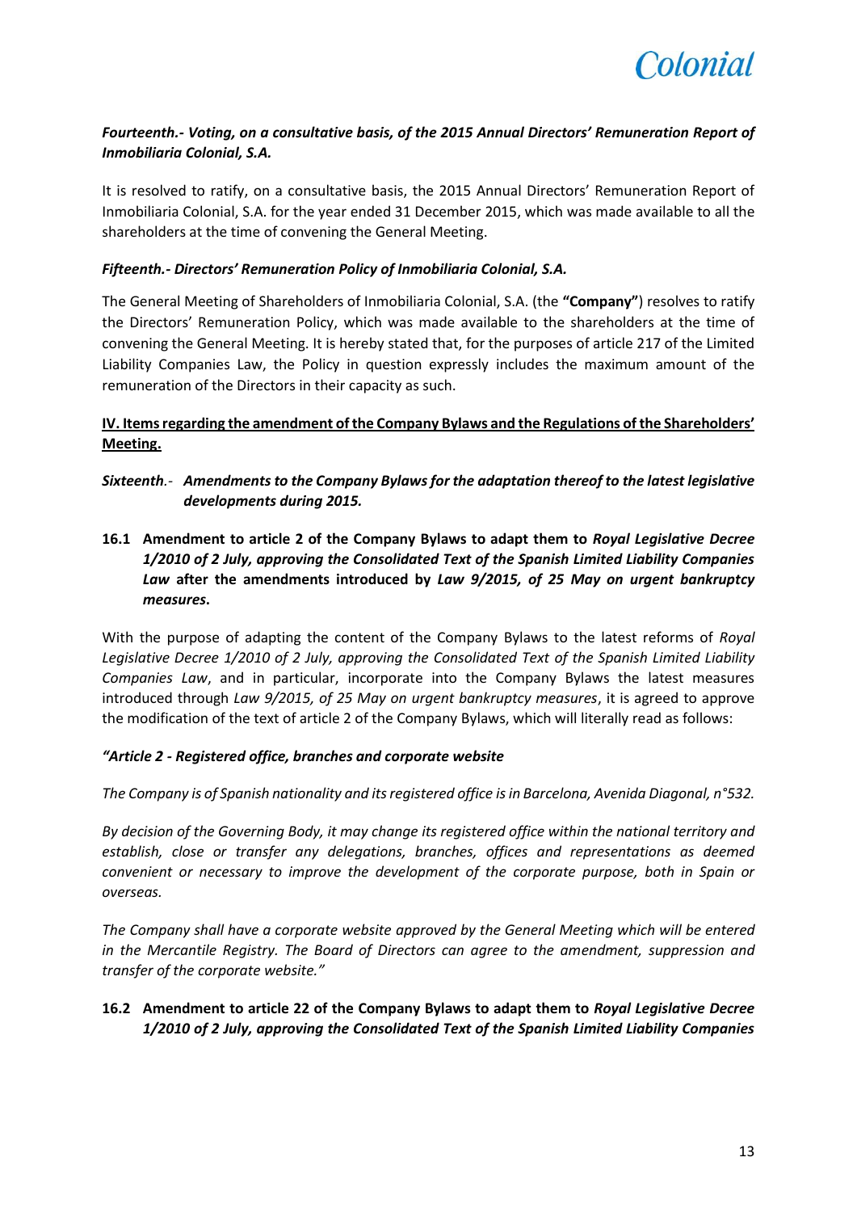***Fourteenth.- Voting, on a consultative basis, of the 2015 Annual Directors' Remuneration Report of Inmobiliaria Colonial, S.A.***

It is resolved to ratify, on a consultative basis, the 2015 Annual Directors' Remuneration Report of Inmobiliaria Colonial, S.A. for the year ended 31 December 2015, which was made available to all the shareholders at the time of convening the General Meeting.

***Fifteenth.- Directors' Remuneration Policy of Inmobiliaria Colonial, S.A.***

The General Meeting of Shareholders of Inmobiliaria Colonial, S.A. (the **"Company"**) resolves to ratify the Directors' Remuneration Policy, which was made available to the shareholders at the time of convening the General Meeting. It is hereby stated that, for the purposes of article 217 of the Limited Liability Companies Law, the Policy in question expressly includes the maximum amount of the remuneration of the Directors in their capacity as such.

**IV. Items regarding the amendment of the Company Bylaws and the Regulations of the Shareholders' Meeting.**

***Sixteenth**.- **Amendments to the Company Bylaws for the adaptation thereof to the latest legislative developments during 2015.***

**16.1 Amendment to article 2 of the Company Bylaws to adapt them to *Royal Legislative Decree 1/2010 of 2 July, approving the Consolidated Text of the Spanish Limited Liability Companies Law* after the amendments introduced by *Law 9/2015, of 25 May on urgent bankruptcy measures*.**

With the purpose of adapting the content of the Company Bylaws to the latest reforms of *Royal Legislative Decree 1/2010 of 2 July, approving the Consolidated Text of the Spanish Limited Liability Companies Law*, and in particular, incorporate into the Company Bylaws the latest measures introduced through *Law 9/2015, of 25 May on urgent bankruptcy measures*, it is agreed to approve the modification of the text of article 2 of the Company Bylaws, which will literally read as follows:

***"Article 2 - Registered office, branches and corporate website***

*The Company is of Spanish nationality and its registered office is in Barcelona, Avenida Diagonal, n°532.*

*By decision of the Governing Body, it may change its registered office within the national territory and establish, close or transfer any delegations, branches, offices and representations as deemed convenient or necessary to improve the development of the corporate purpose, both in Spain or overseas.*

*The Company shall have a corporate website approved by the General Meeting which will be entered in the Mercantile Registry. The Board of Directors can agree to the amendment, suppression and transfer of the corporate website."*

**16.2 Amendment to article 22 of the Company Bylaws to adapt them to *Royal Legislative Decree 1/2010 of 2 July, approving the Consolidated Text of the Spanish Limited Liability Companies***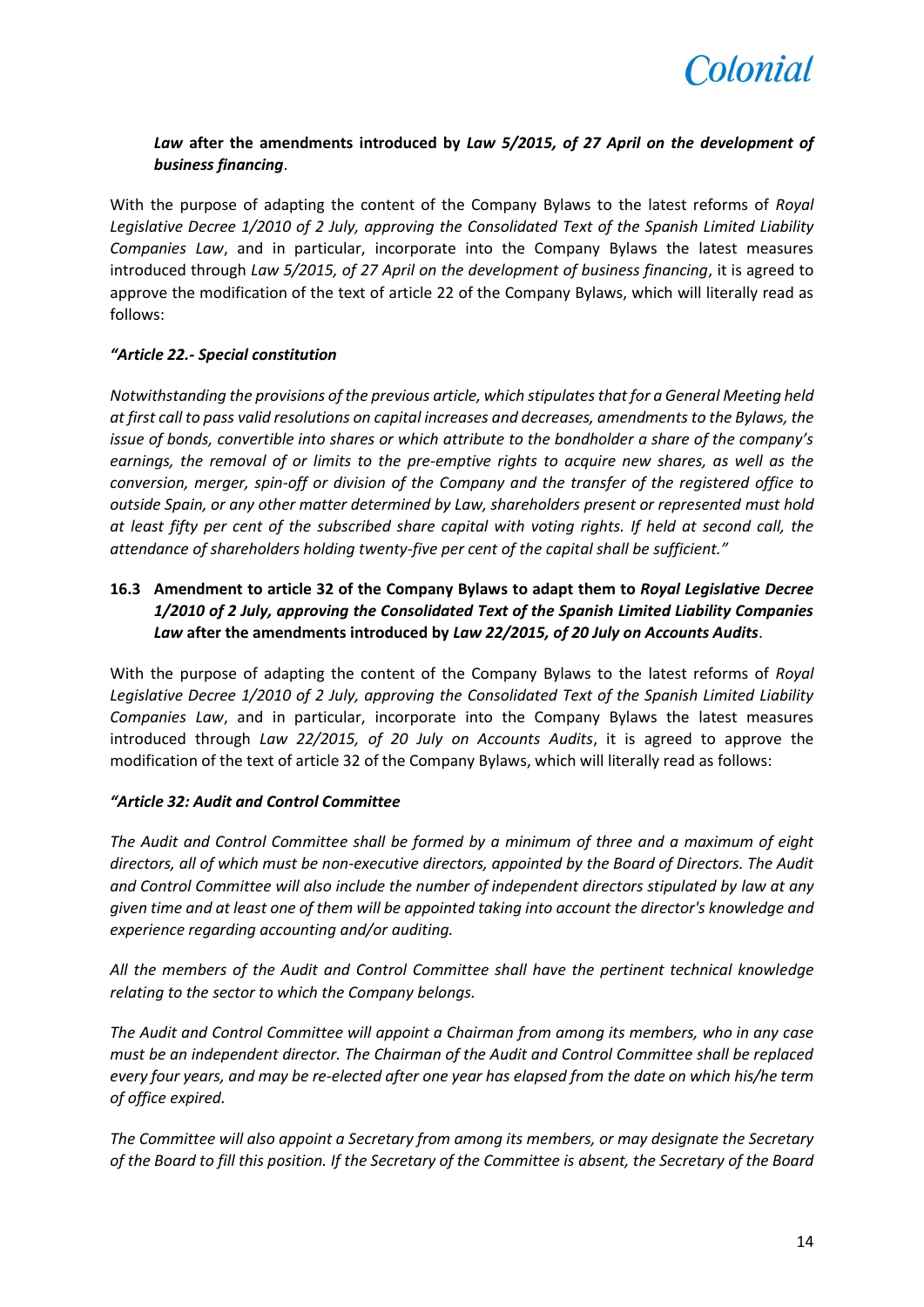***Law* after the amendments introduced by *Law 5/2015, of 27 April on the development of business financing*.**

With the purpose of adapting the content of the Company Bylaws to the latest reforms of *Royal Legislative Decree 1/2010 of 2 July, approving the Consolidated Text of the Spanish Limited Liability Companies Law*, and in particular, incorporate into the Company Bylaws the latest measures introduced through *Law 5/2015, of 27 April on the development of business financing*, it is agreed to approve the modification of the text of article 22 of the Company Bylaws, which will literally read as follows:

***"Article 22.- Special constitution***

*Notwithstanding the provisions of the previous article, which stipulates that for a General Meeting held at first call to pass valid resolutions on capital increases and decreases, amendments to the Bylaws, the issue of bonds, convertible into shares or which attribute to the bondholder a share of the company's earnings, the removal of or limits to the pre-emptive rights to acquire new shares, as well as the conversion, merger, spin-off or division of the Company and the transfer of the registered office to outside Spain, or any other matter determined by Law, shareholders present or represented must hold at least fifty per cent of the subscribed share capital with voting rights. If held at second call, the attendance of shareholders holding twenty-five per cent of the capital shall be sufficient."*

### 16.3 Amendment to article 32 of the Company Bylaws to adapt them to *Royal Legislative Decree 1/2010 of 2 July, approving the Consolidated Text of the Spanish Limited Liability Companies Law* after the amendments introduced by *Law 22/2015, of 20 July on Accounts Audits*.

With the purpose of adapting the content of the Company Bylaws to the latest reforms of *Royal Legislative Decree 1/2010 of 2 July, approving the Consolidated Text of the Spanish Limited Liability Companies Law*, and in particular, incorporate into the Company Bylaws the latest measures introduced through *Law 22/2015, of 20 July on Accounts Audits*, it is agreed to approve the modification of the text of article 32 of the Company Bylaws, which will literally read as follows:

***"Article 32: Audit and Control Committee***

*The Audit and Control Committee shall be formed by a minimum of three and a maximum of eight directors, all of which must be non-executive directors, appointed by the Board of Directors. The Audit and Control Committee will also include the number of independent directors stipulated by law at any given time and at least one of them will be appointed taking into account the director's knowledge and experience regarding accounting and/or auditing.*

*All the members of the Audit and Control Committee shall have the pertinent technical knowledge relating to the sector to which the Company belongs.*

*The Audit and Control Committee will appoint a Chairman from among its members, who in any case must be an independent director. The Chairman of the Audit and Control Committee shall be replaced every four years, and may be re-elected after one year has elapsed from the date on which his/he term of office expired.*

*The Committee will also appoint a Secretary from among its members, or may designate the Secretary of the Board to fill this position. If the Secretary of the Committee is absent, the Secretary of the Board*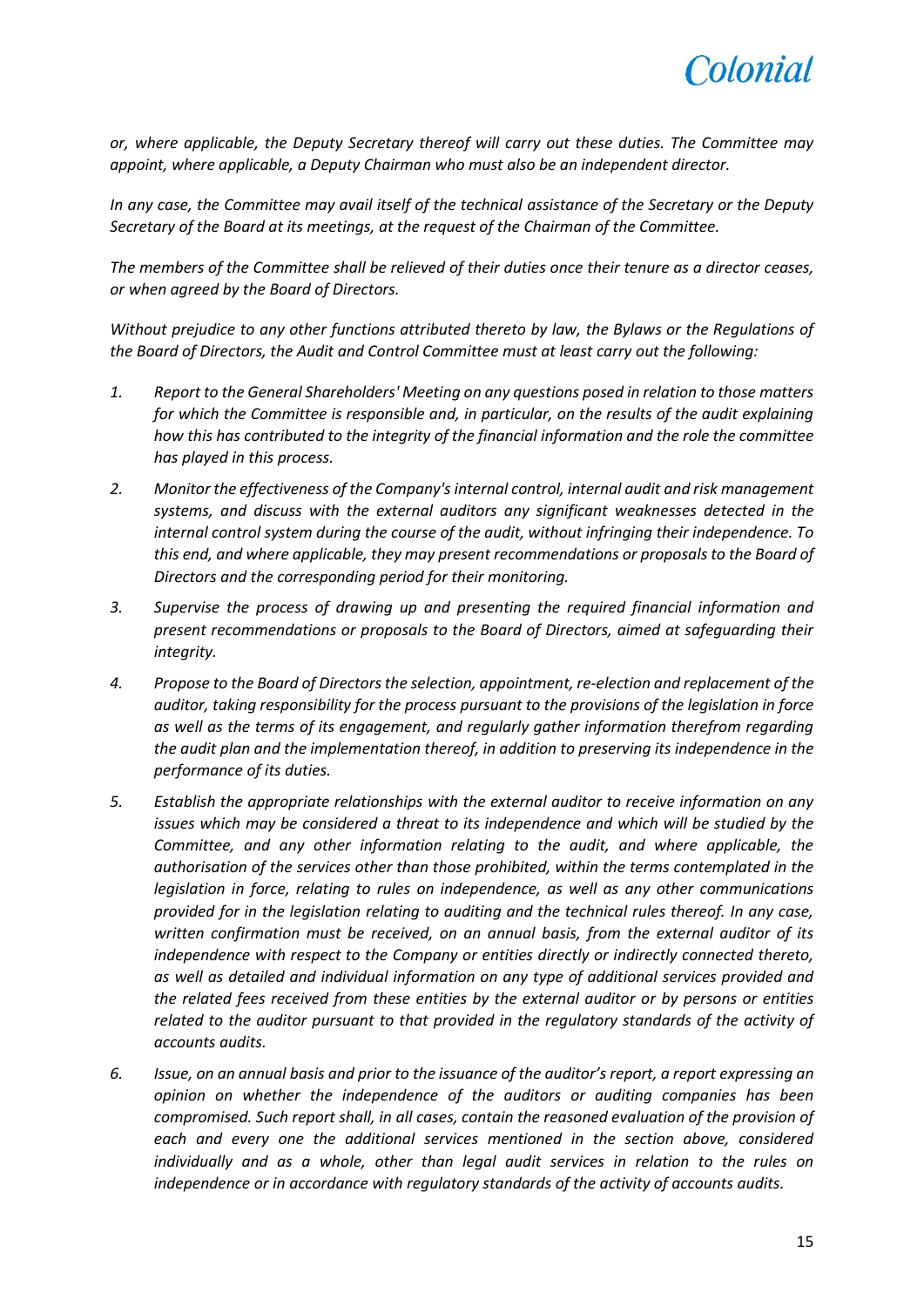*or, where applicable, the Deputy Secretary thereof will carry out these duties. The Committee may appoint, where applicable, a Deputy Chairman who must also be an independent director.*

*In any case, the Committee may avail itself of the technical assistance of the Secretary or the Deputy Secretary of the Board at its meetings, at the request of the Chairman of the Committee.*

*The members of the Committee shall be relieved of their duties once their tenure as a director ceases, or when agreed by the Board of Directors.*

*Without prejudice to any other functions attributed thereto by law, the Bylaws or the Regulations of the Board of Directors, the Audit and Control Committee must at least carry out the following:*

1. *Report to the General Shareholders' Meeting on any questions posed in relation to those matters for which the Committee is responsible and, in particular, on the results of the audit explaining how this has contributed to the integrity of the financial information and the role the committee has played in this process.*

2. *Monitor the effectiveness of the Company's internal control, internal audit and risk management systems, and discuss with the external auditors any significant weaknesses detected in the internal control system during the course of the audit, without infringing their independence. To this end, and where applicable, they may present recommendations or proposals to the Board of Directors and the corresponding period for their monitoring.*

3. *Supervise the process of drawing up and presenting the required financial information and present recommendations or proposals to the Board of Directors, aimed at safeguarding their integrity.*

4. *Propose to the Board of Directors the selection, appointment, re-election and replacement of the auditor, taking responsibility for the process pursuant to the provisions of the legislation in force as well as the terms of its engagement, and regularly gather information therefrom regarding the audit plan and the implementation thereof, in addition to preserving its independence in the performance of its duties.*

5. *Establish the appropriate relationships with the external auditor to receive information on any issues which may be considered a threat to its independence and which will be studied by the Committee, and any other information relating to the audit, and where applicable, the authorisation of the services other than those prohibited, within the terms contemplated in the legislation in force, relating to rules on independence, as well as any other communications provided for in the legislation relating to auditing and the technical rules thereof. In any case, written confirmation must be received, on an annual basis, from the external auditor of its independence with respect to the Company or entities directly or indirectly connected thereto, as well as detailed and individual information on any type of additional services provided and the related fees received from these entities by the external auditor or by persons or entities related to the auditor pursuant to that provided in the regulatory standards of the activity of accounts audits.*

6. *Issue, on an annual basis and prior to the issuance of the auditor's report, a report expressing an opinion on whether the independence of the auditors or auditing companies has been compromised. Such report shall, in all cases, contain the reasoned evaluation of the provision of each and every one the additional services mentioned in the section above, considered individually and as a whole, other than legal audit services in relation to the rules on independence or in accordance with regulatory standards of the activity of accounts audits.*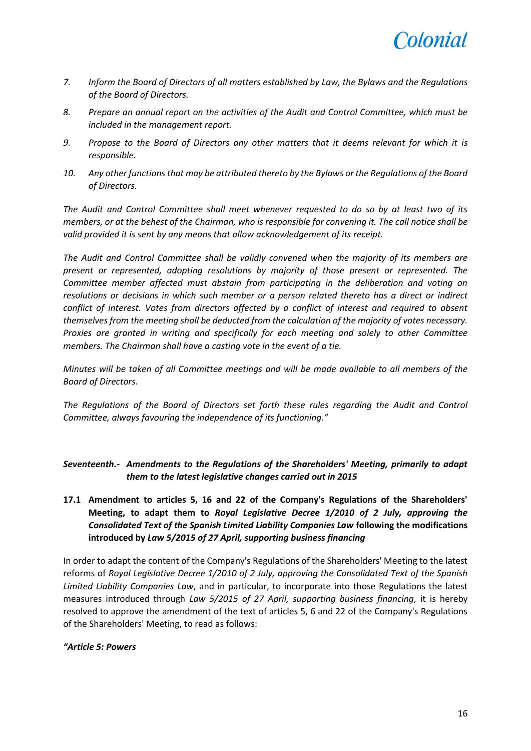7. *Inform the Board of Directors of all matters established by Law, the Bylaws and the Regulations of the Board of Directors.*

8. *Prepare an annual report on the activities of the Audit and Control Committee, which must be included in the management report.*

9. *Propose to the Board of Directors any other matters that it deems relevant for which it is responsible.*

10. *Any other functions that may be attributed thereto by the Bylaws or the Regulations of the Board of Directors.*

*The Audit and Control Committee shall meet whenever requested to do so by at least two of its members, or at the behest of the Chairman, who is responsible for convening it. The call notice shall be valid provided it is sent by any means that allow acknowledgement of its receipt.*

*The Audit and Control Committee shall be validly convened when the majority of its members are present or represented, adopting resolutions by majority of those present or represented. The Committee member affected must abstain from participating in the deliberation and voting on resolutions or decisions in which such member or a person related thereto has a direct or indirect conflict of interest. Votes from directors affected by a conflict of interest and required to absent themselves from the meeting shall be deducted from the calculation of the majority of votes necessary. Proxies are granted in writing and specifically for each meeting and solely to other Committee members. The Chairman shall have a casting vote in the event of a tie.*

*Minutes will be taken of all Committee meetings and will be made available to all members of the Board of Directors.*

*The Regulations of the Board of Directors set forth these rules regarding the Audit and Control Committee, always favouring the independence of its functioning."*

### ***Seventeenth.- Amendments to the Regulations of the Shareholders' Meeting, primarily to adapt them to the latest legislative changes carried out in 2015***

#### **17.1 Amendment to articles 5, 16 and 22 of the Company's Regulations of the Shareholders' Meeting, to adapt them to *Royal Legislative Decree 1/2010 of 2 July, approving the Consolidated Text of the Spanish Limited Liability Companies Law* following the modifications introduced by *Law 5/2015 of 27 April, supporting business financing***

In order to adapt the content of the Company's Regulations of the Shareholders' Meeting to the latest reforms of *Royal Legislative Decree 1/2010 of 2 July, approving the Consolidated Text of the Spanish Limited Liability Companies Law*, and in particular, to incorporate into those Regulations the latest measures introduced through *Law 5/2015 of 27 April, supporting business financing*, it is hereby resolved to approve the amendment of the text of articles 5, 6 and 22 of the Company's Regulations of the Shareholders' Meeting, to read as follows:

***"Article 5: Powers***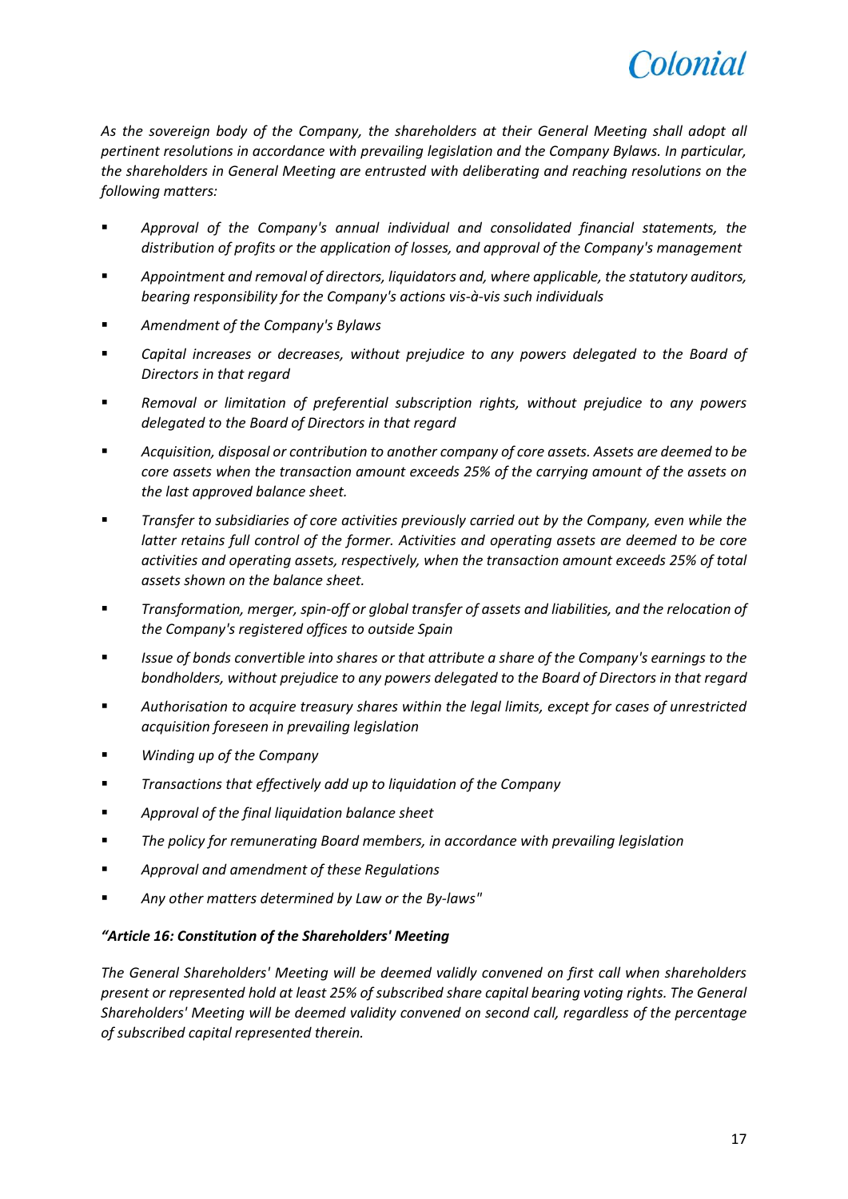*As the sovereign body of the Company, the shareholders at their General Meeting shall adopt all pertinent resolutions in accordance with prevailing legislation and the Company Bylaws. In particular, the shareholders in General Meeting are entrusted with deliberating and reaching resolutions on the following matters:*

- *Approval of the Company's annual individual and consolidated financial statements, the distribution of profits or the application of losses, and approval of the Company's management*
- *Appointment and removal of directors, liquidators and, where applicable, the statutory auditors, bearing responsibility for the Company's actions vis-à-vis such individuals*
- *Amendment of the Company's Bylaws*
- *Capital increases or decreases, without prejudice to any powers delegated to the Board of Directors in that regard*
- *Removal or limitation of preferential subscription rights, without prejudice to any powers delegated to the Board of Directors in that regard*
- *Acquisition, disposal or contribution to another company of core assets. Assets are deemed to be core assets when the transaction amount exceeds 25% of the carrying amount of the assets on the last approved balance sheet.*
- *Transfer to subsidiaries of core activities previously carried out by the Company, even while the latter retains full control of the former. Activities and operating assets are deemed to be core activities and operating assets, respectively, when the transaction amount exceeds 25% of total assets shown on the balance sheet.*
- *Transformation, merger, spin-off or global transfer of assets and liabilities, and the relocation of the Company's registered offices to outside Spain*
- *Issue of bonds convertible into shares or that attribute a share of the Company's earnings to the bondholders, without prejudice to any powers delegated to the Board of Directors in that regard*
- *Authorisation to acquire treasury shares within the legal limits, except for cases of unrestricted acquisition foreseen in prevailing legislation*
- *Winding up of the Company*
- *Transactions that effectively add up to liquidation of the Company*
- *Approval of the final liquidation balance sheet*
- *The policy for remunerating Board members, in accordance with prevailing legislation*
- *Approval and amendment of these Regulations*
- *Any other matters determined by Law or the By-laws"*

***"Article 16: Constitution of the Shareholders' Meeting***

*The General Shareholders' Meeting will be deemed validly convened on first call when shareholders present or represented hold at least 25% of subscribed share capital bearing voting rights. The General Shareholders' Meeting will be deemed validity convened on second call, regardless of the percentage of subscribed capital represented therein.*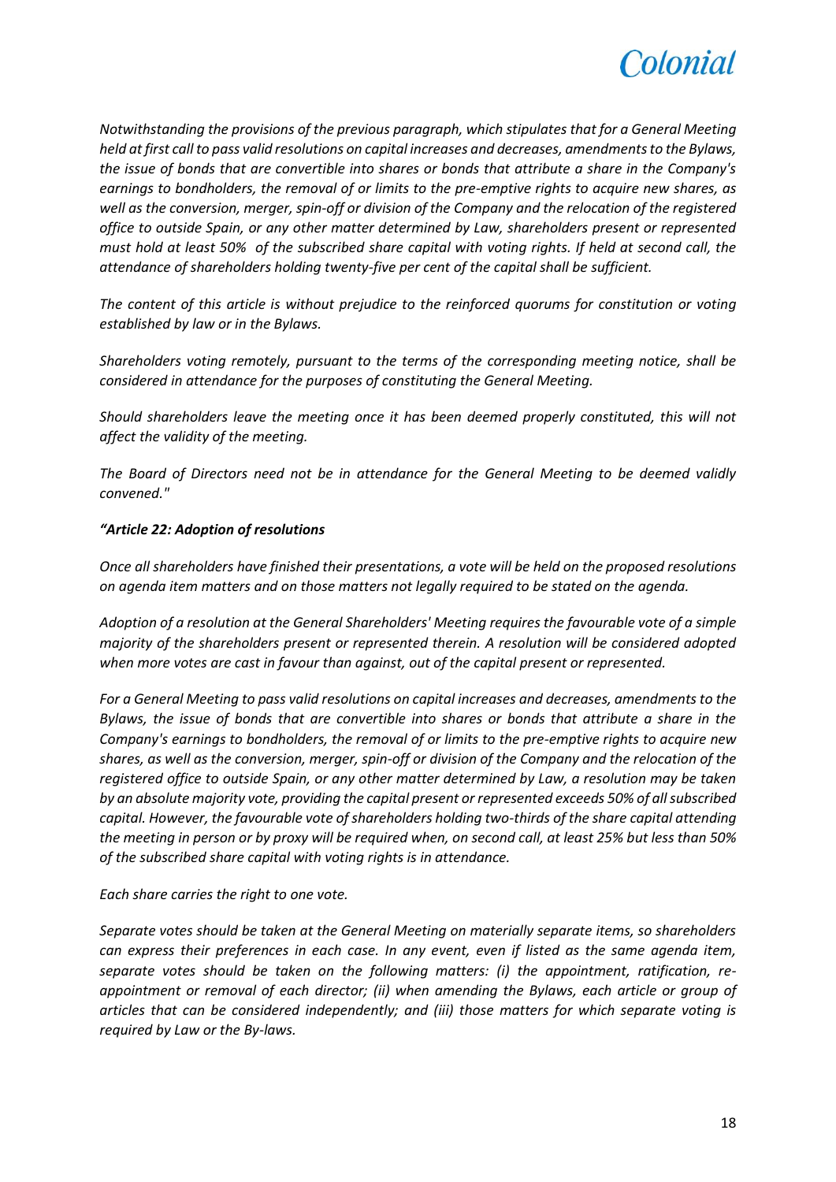*Notwithstanding the provisions of the previous paragraph, which stipulates that for a General Meeting held at first call to pass valid resolutions on capital increases and decreases, amendments to the Bylaws, the issue of bonds that are convertible into shares or bonds that attribute a share in the Company's earnings to bondholders, the removal of or limits to the pre-emptive rights to acquire new shares, as well as the conversion, merger, spin-off or division of the Company and the relocation of the registered office to outside Spain, or any other matter determined by Law, shareholders present or represented must hold at least 50% of the subscribed share capital with voting rights. If held at second call, the attendance of shareholders holding twenty-five per cent of the capital shall be sufficient.*

*The content of this article is without prejudice to the reinforced quorums for constitution or voting established by law or in the Bylaws.*

*Shareholders voting remotely, pursuant to the terms of the corresponding meeting notice, shall be considered in attendance for the purposes of constituting the General Meeting.*

*Should shareholders leave the meeting once it has been deemed properly constituted, this will not affect the validity of the meeting.*

*The Board of Directors need not be in attendance for the General Meeting to be deemed validly convened."*

***"Article 22: Adoption of resolutions***

*Once all shareholders have finished their presentations, a vote will be held on the proposed resolutions on agenda item matters and on those matters not legally required to be stated on the agenda.*

*Adoption of a resolution at the General Shareholders' Meeting requires the favourable vote of a simple majority of the shareholders present or represented therein. A resolution will be considered adopted when more votes are cast in favour than against, out of the capital present or represented.*

*For a General Meeting to pass valid resolutions on capital increases and decreases, amendments to the Bylaws, the issue of bonds that are convertible into shares or bonds that attribute a share in the Company's earnings to bondholders, the removal of or limits to the pre-emptive rights to acquire new shares, as well as the conversion, merger, spin-off or division of the Company and the relocation of the registered office to outside Spain, or any other matter determined by Law, a resolution may be taken by an absolute majority vote, providing the capital present or represented exceeds 50% of all subscribed capital. However, the favourable vote of shareholders holding two-thirds of the share capital attending the meeting in person or by proxy will be required when, on second call, at least 25% but less than 50% of the subscribed share capital with voting rights is in attendance.*

*Each share carries the right to one vote.*

*Separate votes should be taken at the General Meeting on materially separate items, so shareholders can express their preferences in each case. In any event, even if listed as the same agenda item, separate votes should be taken on the following matters: (i) the appointment, ratification, re-appointment or removal of each director; (ii) when amending the Bylaws, each article or group of articles that can be considered independently; and (iii) those matters for which separate voting is required by Law or the By-laws.*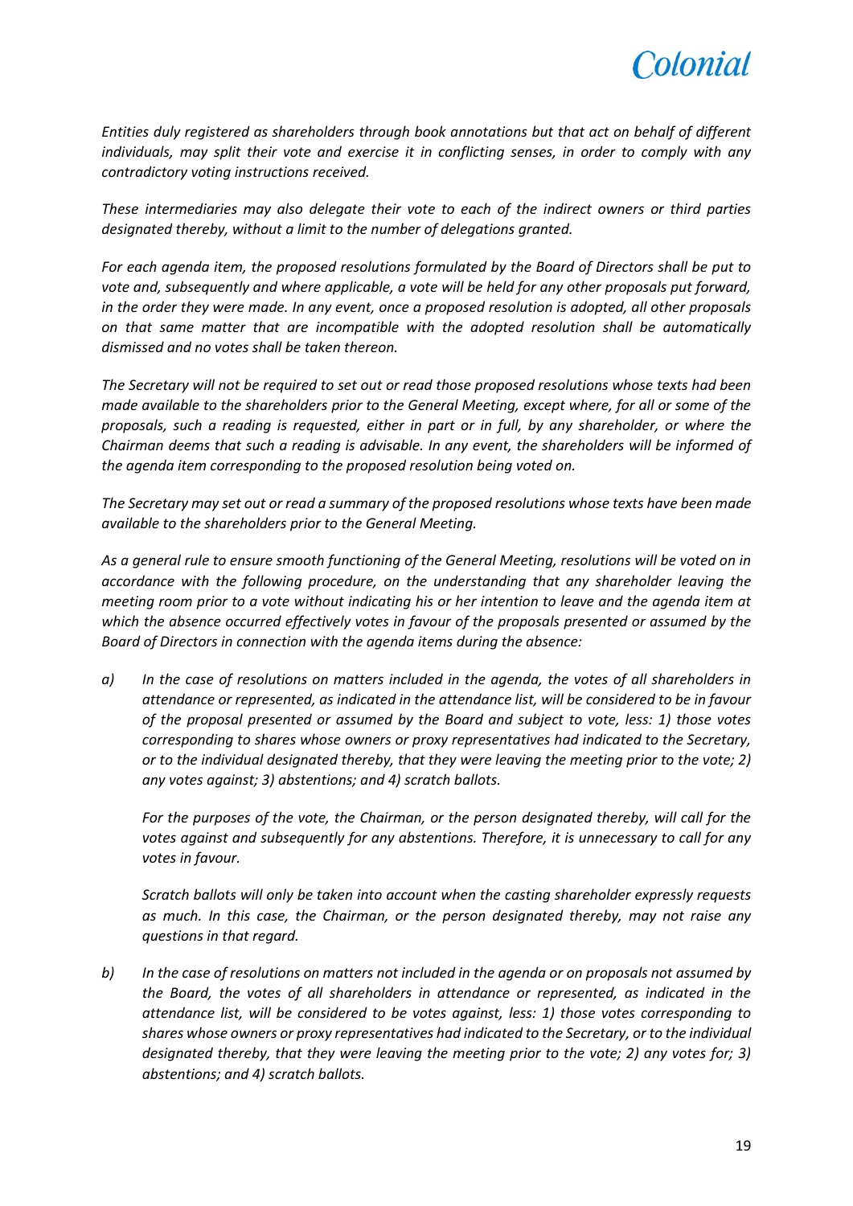*Entities duly registered as shareholders through book annotations but that act on behalf of different individuals, may split their vote and exercise it in conflicting senses, in order to comply with any contradictory voting instructions received.*

*These intermediaries may also delegate their vote to each of the indirect owners or third parties designated thereby, without a limit to the number of delegations granted.*

*For each agenda item, the proposed resolutions formulated by the Board of Directors shall be put to vote and, subsequently and where applicable, a vote will be held for any other proposals put forward, in the order they were made. In any event, once a proposed resolution is adopted, all other proposals on that same matter that are incompatible with the adopted resolution shall be automatically dismissed and no votes shall be taken thereon.*

*The Secretary will not be required to set out or read those proposed resolutions whose texts had been made available to the shareholders prior to the General Meeting, except where, for all or some of the proposals, such a reading is requested, either in part or in full, by any shareholder, or where the Chairman deems that such a reading is advisable. In any event, the shareholders will be informed of the agenda item corresponding to the proposed resolution being voted on.*

*The Secretary may set out or read a summary of the proposed resolutions whose texts have been made available to the shareholders prior to the General Meeting.*

*As a general rule to ensure smooth functioning of the General Meeting, resolutions will be voted on in accordance with the following procedure, on the understanding that any shareholder leaving the meeting room prior to a vote without indicating his or her intention to leave and the agenda item at which the absence occurred effectively votes in favour of the proposals presented or assumed by the Board of Directors in connection with the agenda items during the absence:*

*a) In the case of resolutions on matters included in the agenda, the votes of all shareholders in attendance or represented, as indicated in the attendance list, will be considered to be in favour of the proposal presented or assumed by the Board and subject to vote, less: 1) those votes corresponding to shares whose owners or proxy representatives had indicated to the Secretary, or to the individual designated thereby, that they were leaving the meeting prior to the vote; 2) any votes against; 3) abstentions; and 4) scratch ballots.*

*For the purposes of the vote, the Chairman, or the person designated thereby, will call for the votes against and subsequently for any abstentions. Therefore, it is unnecessary to call for any votes in favour.*

*Scratch ballots will only be taken into account when the casting shareholder expressly requests as much. In this case, the Chairman, or the person designated thereby, may not raise any questions in that regard.*

*b) In the case of resolutions on matters not included in the agenda or on proposals not assumed by the Board, the votes of all shareholders in attendance or represented, as indicated in the attendance list, will be considered to be votes against, less: 1) those votes corresponding to shares whose owners or proxy representatives had indicated to the Secretary, or to the individual designated thereby, that they were leaving the meeting prior to the vote; 2) any votes for; 3) abstentions; and 4) scratch ballots.*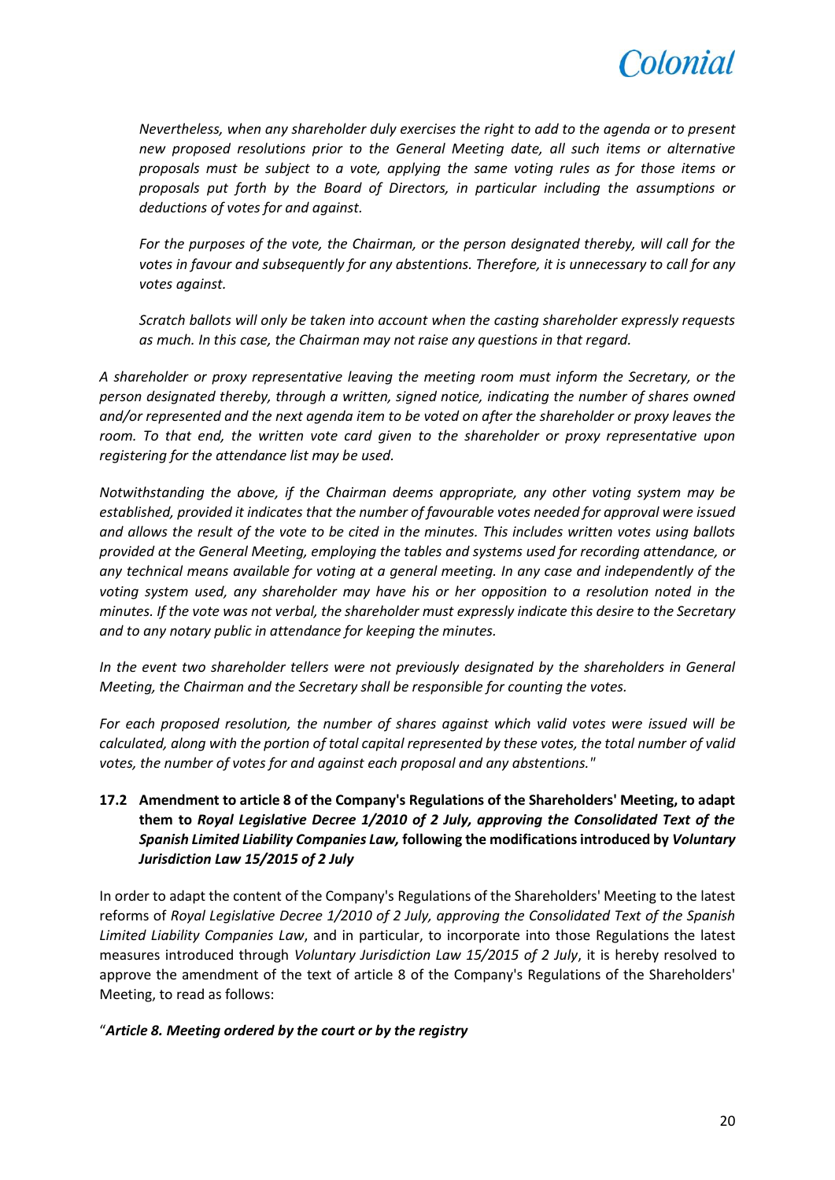*Nevertheless, when any shareholder duly exercises the right to add to the agenda or to present new proposed resolutions prior to the General Meeting date, all such items or alternative proposals must be subject to a vote, applying the same voting rules as for those items or proposals put forth by the Board of Directors, in particular including the assumptions or deductions of votes for and against.*

*For the purposes of the vote, the Chairman, or the person designated thereby, will call for the votes in favour and subsequently for any abstentions. Therefore, it is unnecessary to call for any votes against.*

*Scratch ballots will only be taken into account when the casting shareholder expressly requests as much. In this case, the Chairman may not raise any questions in that regard.*

*A shareholder or proxy representative leaving the meeting room must inform the Secretary, or the person designated thereby, through a written, signed notice, indicating the number of shares owned and/or represented and the next agenda item to be voted on after the shareholder or proxy leaves the room. To that end, the written vote card given to the shareholder or proxy representative upon registering for the attendance list may be used.*

*Notwithstanding the above, if the Chairman deems appropriate, any other voting system may be established, provided it indicates that the number of favourable votes needed for approval were issued and allows the result of the vote to be cited in the minutes. This includes written votes using ballots provided at the General Meeting, employing the tables and systems used for recording attendance, or any technical means available for voting at a general meeting. In any case and independently of the voting system used, any shareholder may have his or her opposition to a resolution noted in the minutes. If the vote was not verbal, the shareholder must expressly indicate this desire to the Secretary and to any notary public in attendance for keeping the minutes.*

*In the event two shareholder tellers were not previously designated by the shareholders in General Meeting, the Chairman and the Secretary shall be responsible for counting the votes.*

*For each proposed resolution, the number of shares against which valid votes were issued will be calculated, along with the portion of total capital represented by these votes, the total number of valid votes, the number of votes for and against each proposal and any abstentions."*

**17.2 Amendment to article 8 of the Company's Regulations of the Shareholders' Meeting, to adapt them to *Royal Legislative Decree 1/2010 of 2 July, approving the Consolidated Text of the Spanish Limited Liability Companies Law,* following the modifications introduced by *Voluntary Jurisdiction Law 15/2015 of 2 July***

In order to adapt the content of the Company's Regulations of the Shareholders' Meeting to the latest reforms of *Royal Legislative Decree 1/2010 of 2 July, approving the Consolidated Text of the Spanish Limited Liability Companies Law*, and in particular, to incorporate into those Regulations the latest measures introduced through *Voluntary Jurisdiction Law 15/2015 of 2 July*, it is hereby resolved to approve the amendment of the text of article 8 of the Company's Regulations of the Shareholders' Meeting, to read as follows:

"***Article 8. Meeting ordered by the court or by the registry***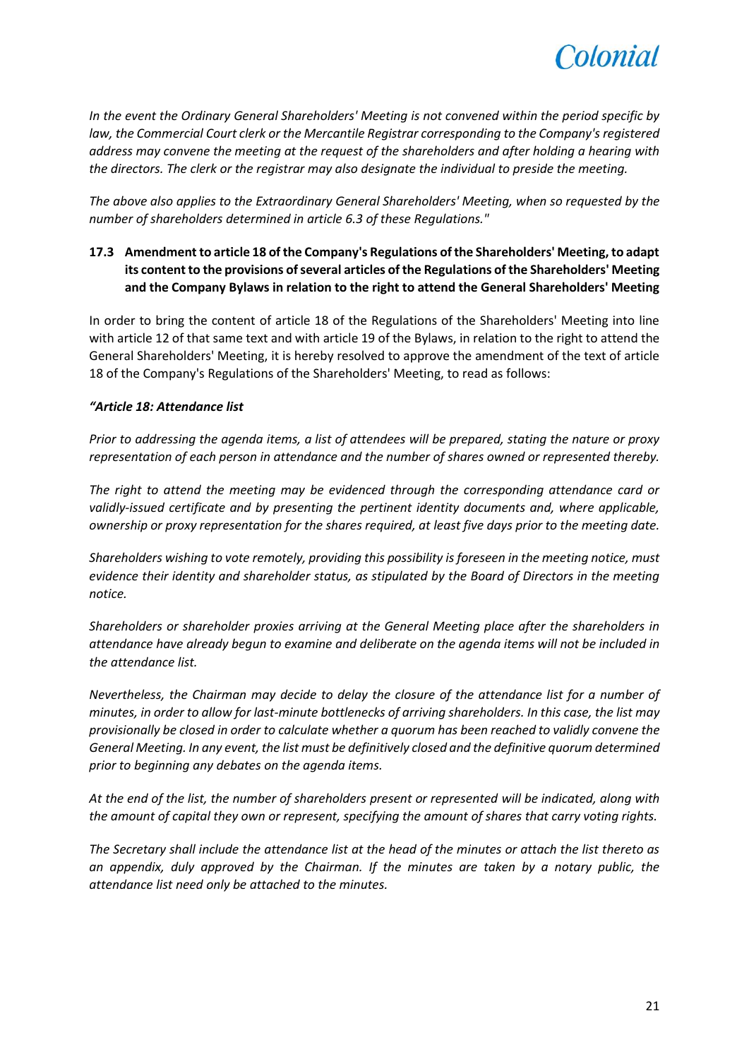*In the event the Ordinary General Shareholders' Meeting is not convened within the period specific by law, the Commercial Court clerk or the Mercantile Registrar corresponding to the Company's registered address may convene the meeting at the request of the shareholders and after holding a hearing with the directors. The clerk or the registrar may also designate the individual to preside the meeting.*

*The above also applies to the Extraordinary General Shareholders' Meeting, when so requested by the number of shareholders determined in article 6.3 of these Regulations."*

### 17.3 Amendment to article 18 of the Company's Regulations of the Shareholders' Meeting, to adapt its content to the provisions of several articles of the Regulations of the Shareholders' Meeting and the Company Bylaws in relation to the right to attend the General Shareholders' Meeting

In order to bring the content of article 18 of the Regulations of the Shareholders' Meeting into line with article 12 of that same text and with article 19 of the Bylaws, in relation to the right to attend the General Shareholders' Meeting, it is hereby resolved to approve the amendment of the text of article 18 of the Company's Regulations of the Shareholders' Meeting, to read as follows:

***"Article 18: Attendance list***

*Prior to addressing the agenda items, a list of attendees will be prepared, stating the nature or proxy representation of each person in attendance and the number of shares owned or represented thereby.*

*The right to attend the meeting may be evidenced through the corresponding attendance card or validly-issued certificate and by presenting the pertinent identity documents and, where applicable, ownership or proxy representation for the shares required, at least five days prior to the meeting date.*

*Shareholders wishing to vote remotely, providing this possibility is foreseen in the meeting notice, must evidence their identity and shareholder status, as stipulated by the Board of Directors in the meeting notice.*

*Shareholders or shareholder proxies arriving at the General Meeting place after the shareholders in attendance have already begun to examine and deliberate on the agenda items will not be included in the attendance list.*

*Nevertheless, the Chairman may decide to delay the closure of the attendance list for a number of minutes, in order to allow for last-minute bottlenecks of arriving shareholders. In this case, the list may provisionally be closed in order to calculate whether a quorum has been reached to validly convene the General Meeting. In any event, the list must be definitively closed and the definitive quorum determined prior to beginning any debates on the agenda items.*

*At the end of the list, the number of shareholders present or represented will be indicated, along with the amount of capital they own or represent, specifying the amount of shares that carry voting rights.*

*The Secretary shall include the attendance list at the head of the minutes or attach the list thereto as an appendix, duly approved by the Chairman. If the minutes are taken by a notary public, the attendance list need only be attached to the minutes.*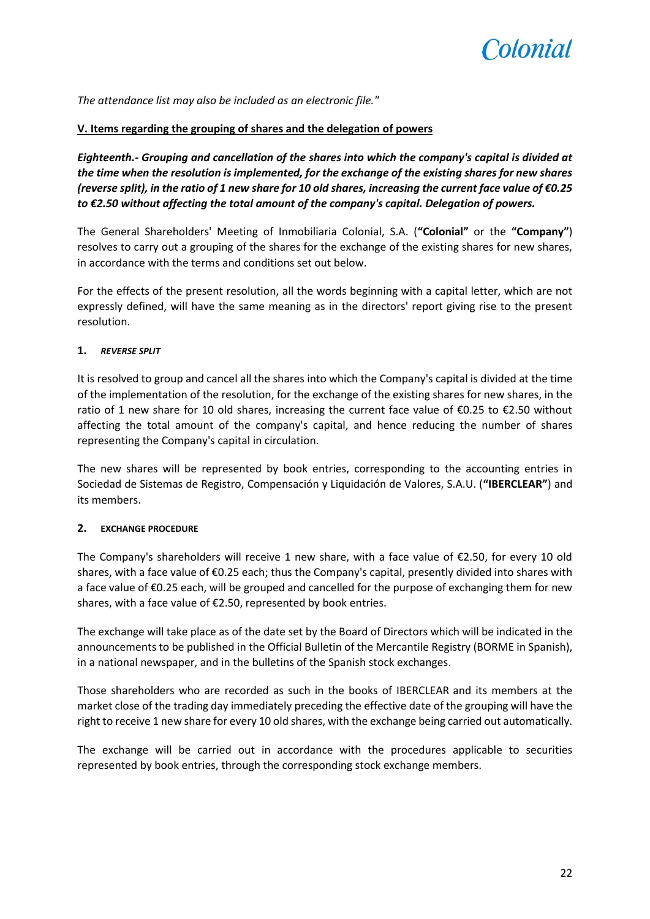*The attendance list may also be included as an electronic file."*

**V. Items regarding the grouping of shares and the delegation of powers**

***Eighteenth.- Grouping and cancellation of the shares into which the company's capital is divided at the time when the resolution is implemented, for the exchange of the existing shares for new shares (reverse split), in the ratio of 1 new share for 10 old shares, increasing the current face value of €0.25 to €2.50 without affecting the total amount of the company's capital. Delegation of powers.***

The General Shareholders' Meeting of Inmobiliaria Colonial, S.A. (**"Colonial"** or the **"Company"**) resolves to carry out a grouping of the shares for the exchange of the existing shares for new shares, in accordance with the terms and conditions set out below.

For the effects of the present resolution, all the words beginning with a capital letter, which are not expressly defined, will have the same meaning as in the directors' report giving rise to the present resolution.

**1.** ***REVERSE SPLIT***

It is resolved to group and cancel all the shares into which the Company's capital is divided at the time of the implementation of the resolution, for the exchange of the existing shares for new shares, in the ratio of 1 new share for 10 old shares, increasing the current face value of €0.25 to €2.50 without affecting the total amount of the company's capital, and hence reducing the number of shares representing the Company's capital in circulation.

The new shares will be represented by book entries, corresponding to the accounting entries in Sociedad de Sistemas de Registro, Compensación y Liquidación de Valores, S.A.U. (**"IBERCLEAR"**) and its members.

**2.** **EXCHANGE PROCEDURE**

The Company's shareholders will receive 1 new share, with a face value of €2.50, for every 10 old shares, with a face value of €0.25 each; thus the Company's capital, presently divided into shares with a face value of €0.25 each, will be grouped and cancelled for the purpose of exchanging them for new shares, with a face value of €2.50, represented by book entries.

The exchange will take place as of the date set by the Board of Directors which will be indicated in the announcements to be published in the Official Bulletin of the Mercantile Registry (BORME in Spanish), in a national newspaper, and in the bulletins of the Spanish stock exchanges.

Those shareholders who are recorded as such in the books of IBERCLEAR and its members at the market close of the trading day immediately preceding the effective date of the grouping will have the right to receive 1 new share for every 10 old shares, with the exchange being carried out automatically.

The exchange will be carried out in accordance with the procedures applicable to securities represented by book entries, through the corresponding stock exchange members.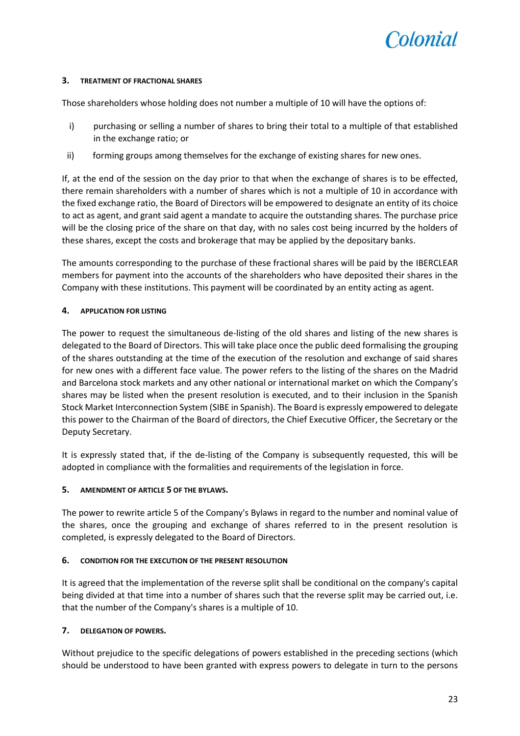### 3. TREATMENT OF FRACTIONAL SHARES

Those shareholders whose holding does not number a multiple of 10 will have the options of:

i) purchasing or selling a number of shares to bring their total to a multiple of that established in the exchange ratio; or

ii) forming groups among themselves for the exchange of existing shares for new ones.

If, at the end of the session on the day prior to that when the exchange of shares is to be effected, there remain shareholders with a number of shares which is not a multiple of 10 in accordance with the fixed exchange ratio, the Board of Directors will be empowered to designate an entity of its choice to act as agent, and grant said agent a mandate to acquire the outstanding shares. The purchase price will be the closing price of the share on that day, with no sales cost being incurred by the holders of these shares, except the costs and brokerage that may be applied by the depositary banks.

The amounts corresponding to the purchase of these fractional shares will be paid by the IBERCLEAR members for payment into the accounts of the shareholders who have deposited their shares in the Company with these institutions. This payment will be coordinated by an entity acting as agent.

### 4. APPLICATION FOR LISTING

The power to request the simultaneous de-listing of the old shares and listing of the new shares is delegated to the Board of Directors. This will take place once the public deed formalising the grouping of the shares outstanding at the time of the execution of the resolution and exchange of said shares for new ones with a different face value. The power refers to the listing of the shares on the Madrid and Barcelona stock markets and any other national or international market on which the Company's shares may be listed when the present resolution is executed, and to their inclusion in the Spanish Stock Market Interconnection System (SIBE in Spanish). The Board is expressly empowered to delegate this power to the Chairman of the Board of directors, the Chief Executive Officer, the Secretary or the Deputy Secretary.

It is expressly stated that, if the de-listing of the Company is subsequently requested, this will be adopted in compliance with the formalities and requirements of the legislation in force.

### 5. AMENDMENT OF ARTICLE 5 OF THE BYLAWS.

The power to rewrite article 5 of the Company's Bylaws in regard to the number and nominal value of the shares, once the grouping and exchange of shares referred to in the present resolution is completed, is expressly delegated to the Board of Directors.

### 6. CONDITION FOR THE EXECUTION OF THE PRESENT RESOLUTION

It is agreed that the implementation of the reverse split shall be conditional on the company's capital being divided at that time into a number of shares such that the reverse split may be carried out, i.e. that the number of the Company's shares is a multiple of 10.

### 7. DELEGATION OF POWERS.

Without prejudice to the specific delegations of powers established in the preceding sections (which should be understood to have been granted with express powers to delegate in turn to the persons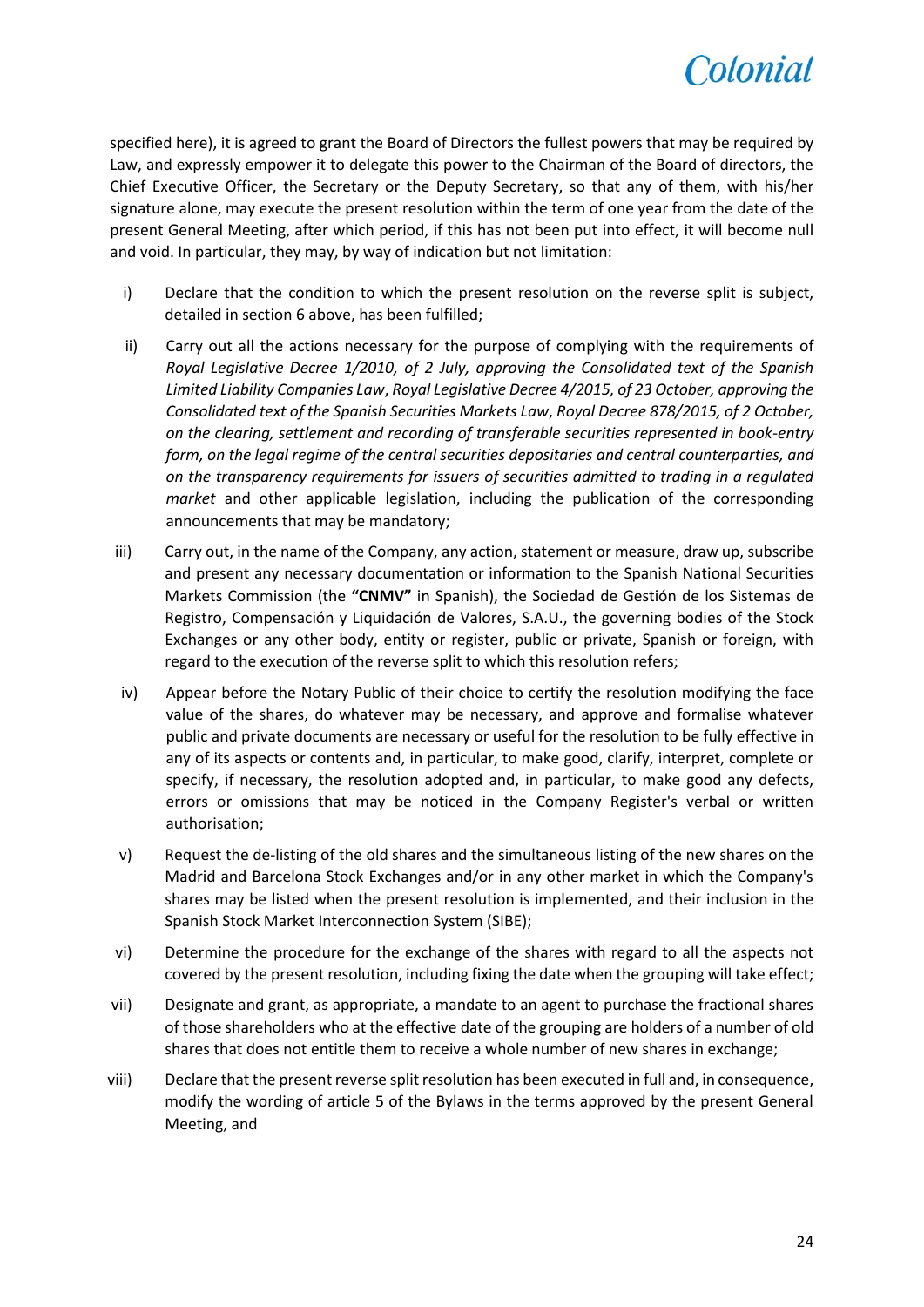specified here), it is agreed to grant the Board of Directors the fullest powers that may be required by Law, and expressly empower it to delegate this power to the Chairman of the Board of directors, the Chief Executive Officer, the Secretary or the Deputy Secretary, so that any of them, with his/her signature alone, may execute the present resolution within the term of one year from the date of the present General Meeting, after which period, if this has not been put into effect, it will become null and void. In particular, they may, by way of indication but not limitation:

i) Declare that the condition to which the present resolution on the reverse split is subject, detailed in section 6 above, has been fulfilled;

ii) Carry out all the actions necessary for the purpose of complying with the requirements of *Royal Legislative Decree 1/2010, of 2 July, approving the Consolidated text of the Spanish Limited Liability Companies Law*, *Royal Legislative Decree 4/2015, of 23 October, approving the Consolidated text of the Spanish Securities Markets Law*, *Royal Decree 878/2015, of 2 October, on the clearing, settlement and recording of transferable securities represented in book-entry form, on the legal regime of the central securities depositaries and central counterparties, and on the transparency requirements for issuers of securities admitted to trading in a regulated market* and other applicable legislation, including the publication of the corresponding announcements that may be mandatory;

iii) Carry out, in the name of the Company, any action, statement or measure, draw up, subscribe and present any necessary documentation or information to the Spanish National Securities Markets Commission (the **"CNMV"** in Spanish), the Sociedad de Gestión de los Sistemas de Registro, Compensación y Liquidación de Valores, S.A.U., the governing bodies of the Stock Exchanges or any other body, entity or register, public or private, Spanish or foreign, with regard to the execution of the reverse split to which this resolution refers;

iv) Appear before the Notary Public of their choice to certify the resolution modifying the face value of the shares, do whatever may be necessary, and approve and formalise whatever public and private documents are necessary or useful for the resolution to be fully effective in any of its aspects or contents and, in particular, to make good, clarify, interpret, complete or specify, if necessary, the resolution adopted and, in particular, to make good any defects, errors or omissions that may be noticed in the Company Register's verbal or written authorisation;

v) Request the de-listing of the old shares and the simultaneous listing of the new shares on the Madrid and Barcelona Stock Exchanges and/or in any other market in which the Company's shares may be listed when the present resolution is implemented, and their inclusion in the Spanish Stock Market Interconnection System (SIBE);

vi) Determine the procedure for the exchange of the shares with regard to all the aspects not covered by the present resolution, including fixing the date when the grouping will take effect;

vii) Designate and grant, as appropriate, a mandate to an agent to purchase the fractional shares of those shareholders who at the effective date of the grouping are holders of a number of old shares that does not entitle them to receive a whole number of new shares in exchange;

viii) Declare that the present reverse split resolution has been executed in full and, in consequence, modify the wording of article 5 of the Bylaws in the terms approved by the present General Meeting, and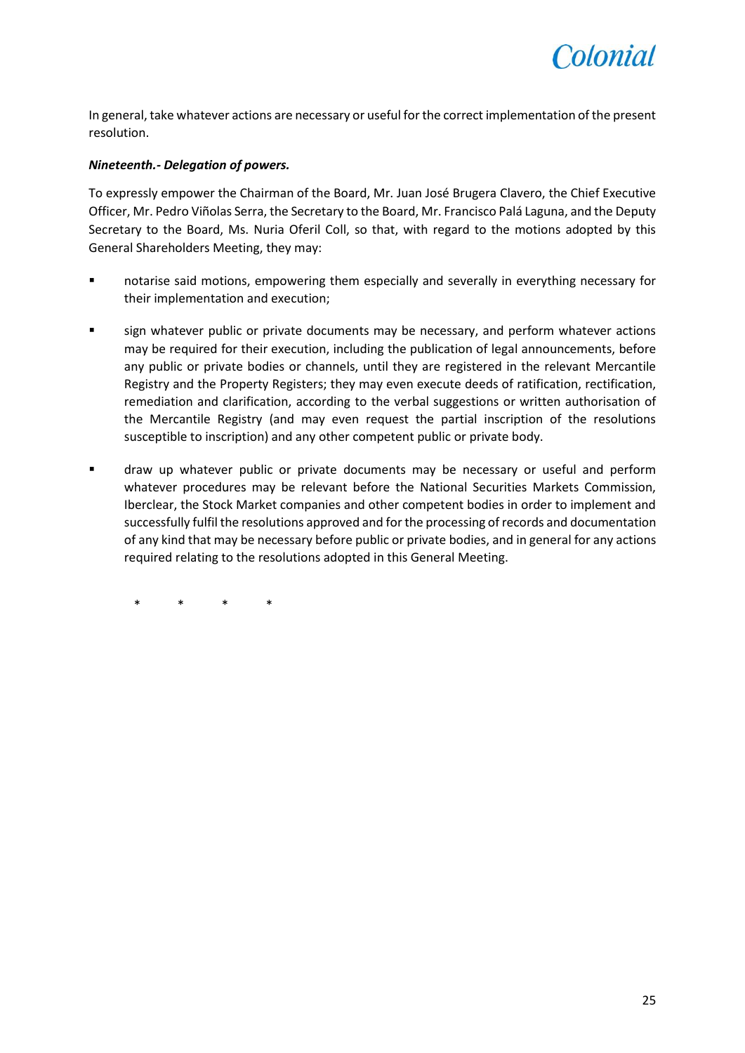In general, take whatever actions are necessary or useful for the correct implementation of the present resolution.

***Nineteenth.- Delegation of powers.***

To expressly empower the Chairman of the Board, Mr. Juan José Brugera Clavero, the Chief Executive Officer, Mr. Pedro Viñolas Serra, the Secretary to the Board, Mr. Francisco Palá Laguna, and the Deputy Secretary to the Board, Ms. Nuria Oferil Coll, so that, with regard to the motions adopted by this General Shareholders Meeting, they may:

- notarise said motions, empowering them especially and severally in everything necessary for their implementation and execution;
- sign whatever public or private documents may be necessary, and perform whatever actions may be required for their execution, including the publication of legal announcements, before any public or private bodies or channels, until they are registered in the relevant Mercantile Registry and the Property Registers; they may even execute deeds of ratification, rectification, remediation and clarification, according to the verbal suggestions or written authorisation of the Mercantile Registry (and may even request the partial inscription of the resolutions susceptible to inscription) and any other competent public or private body.
- draw up whatever public or private documents may be necessary or useful and perform whatever procedures may be relevant before the National Securities Markets Commission, Iberclear, the Stock Market companies and other competent bodies in order to implement and successfully fulfil the resolutions approved and for the processing of records and documentation of any kind that may be necessary before public or private bodies, and in general for any actions required relating to the resolutions adopted in this General Meeting.

\* \* \* \*